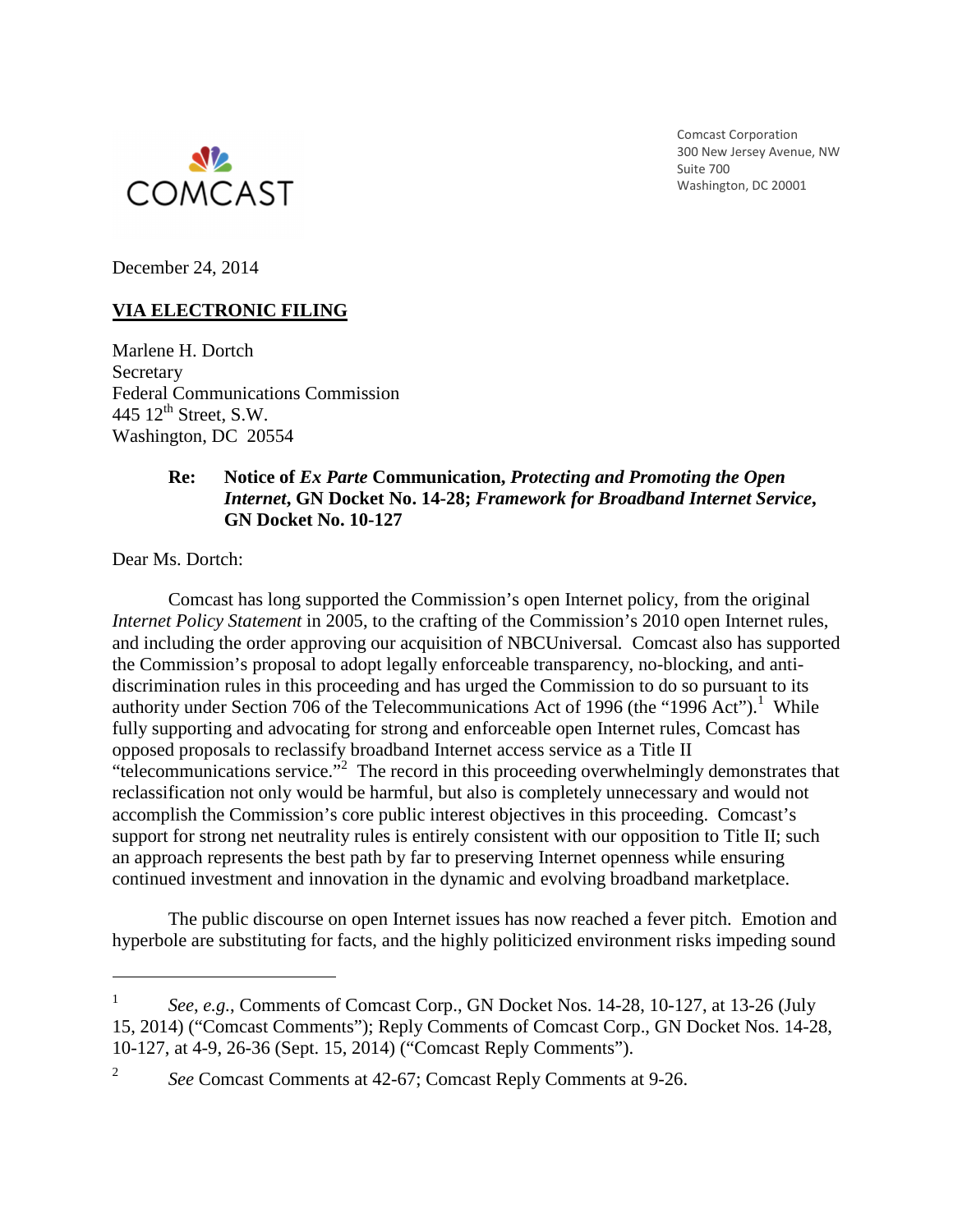COMCAST

Comcast Corporation
300 New Jersey Avenue, NW
Suite 700
Washington, DC 20001

December 24, 2014

**VIA ELECTRONIC FILING**

Marlene H. Dortch
Secretary
Federal Communications Commission
445 12th Street, S.W.
Washington, DC 20554

**Re: Notice of *Ex Parte* Communication, *Protecting and Promoting the Open Internet*, GN Docket No. 14-28; *Framework for Broadband Internet Service*, GN Docket No. 10-127**

Dear Ms. Dortch:

Comcast has long supported the Commission's open Internet policy, from the original *Internet Policy Statement* in 2005, to the crafting of the Commission's 2010 open Internet rules, and including the order approving our acquisition of NBCUniversal*.* Comcast also has supported the Commission's proposal to adopt legally enforceable transparency, no-blocking, and anti-discrimination rules in this proceeding and has urged the Commission to do so pursuant to its authority under Section 706 of the Telecommunications Act of 1996 (the "1996 Act").[1] While fully supporting and advocating for strong and enforceable open Internet rules, Comcast has opposed proposals to reclassify broadband Internet access service as a Title II "telecommunications service."[2] The record in this proceeding overwhelmingly demonstrates that reclassification not only would be harmful, but also is completely unnecessary and would not accomplish the Commission's core public interest objectives in this proceeding. Comcast's support for strong net neutrality rules is entirely consistent with our opposition to Title II; such an approach represents the best path by far to preserving Internet openness while ensuring continued investment and innovation in the dynamic and evolving broadband marketplace.

The public discourse on open Internet issues has now reached a fever pitch. Emotion and hyperbole are substituting for facts, and the highly politicized environment risks impeding sound

---

[1] *See, e.g.*, Comments of Comcast Corp., GN Docket Nos. 14-28, 10-127, at 13-26 (July 15, 2014) ("Comcast Comments"); Reply Comments of Comcast Corp., GN Docket Nos. 14-28, 10-127, at 4-9, 26-36 (Sept. 15, 2014) ("Comcast Reply Comments").

[2] *See* Comcast Comments at 42-67; Comcast Reply Comments at 9-26.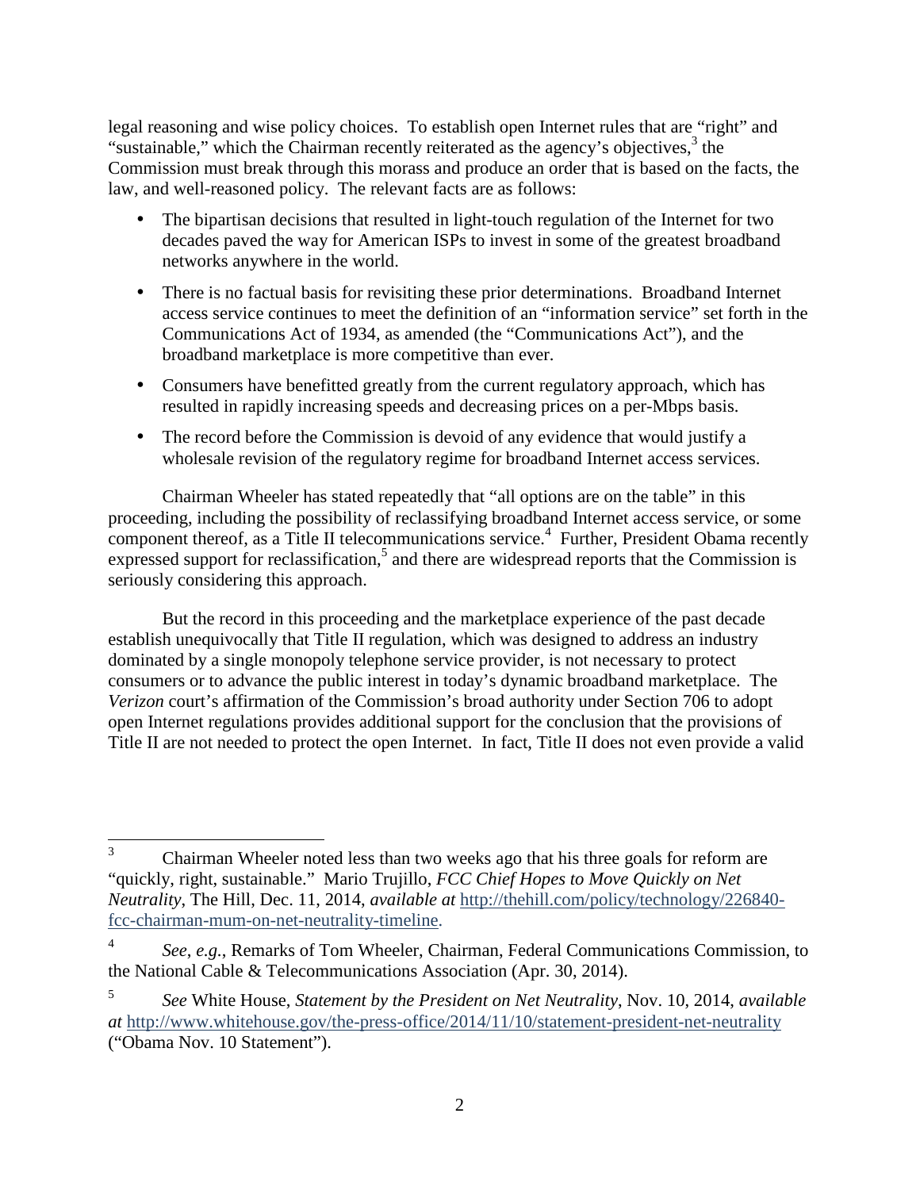legal reasoning and wise policy choices. To establish open Internet rules that are "right" and "sustainable," which the Chairman recently reiterated as the agency's objectives,[3] the Commission must break through this morass and produce an order that is based on the facts, the law, and well-reasoned policy. The relevant facts are as follows:

- The bipartisan decisions that resulted in light-touch regulation of the Internet for two decades paved the way for American ISPs to invest in some of the greatest broadband networks anywhere in the world.
- There is no factual basis for revisiting these prior determinations. Broadband Internet access service continues to meet the definition of an "information service" set forth in the Communications Act of 1934, as amended (the "Communications Act"), and the broadband marketplace is more competitive than ever.
- Consumers have benefitted greatly from the current regulatory approach, which has resulted in rapidly increasing speeds and decreasing prices on a per-Mbps basis.
- The record before the Commission is devoid of any evidence that would justify a wholesale revision of the regulatory regime for broadband Internet access services.

Chairman Wheeler has stated repeatedly that "all options are on the table" in this proceeding, including the possibility of reclassifying broadband Internet access service, or some component thereof, as a Title II telecommunications service.[4] Further, President Obama recently expressed support for reclassification,[5] and there are widespread reports that the Commission is seriously considering this approach.

But the record in this proceeding and the marketplace experience of the past decade establish unequivocally that Title II regulation, which was designed to address an industry dominated by a single monopoly telephone service provider, is not necessary to protect consumers or to advance the public interest in today's dynamic broadband marketplace. The *Verizon* court's affirmation of the Commission's broad authority under Section 706 to adopt open Internet regulations provides additional support for the conclusion that the provisions of Title II are not needed to protect the open Internet. In fact, Title II does not even provide a valid

---

[3] Chairman Wheeler noted less than two weeks ago that his three goals for reform are "quickly, right, sustainable." Mario Trujillo, *FCC Chief Hopes to Move Quickly on Net Neutrality*, The Hill, Dec. 11, 2014, *available at* http://thehill.com/policy/technology/226840-fcc-chairman-mum-on-net-neutrality-timeline.

[4] *See, e.g.*, Remarks of Tom Wheeler, Chairman, Federal Communications Commission, to the National Cable & Telecommunications Association (Apr. 30, 2014).

[5] *See* White House, *Statement by the President on Net Neutrality*, Nov. 10, 2014, *available at* http://www.whitehouse.gov/the-press-office/2014/11/10/statement-president-net-neutrality ("Obama Nov. 10 Statement").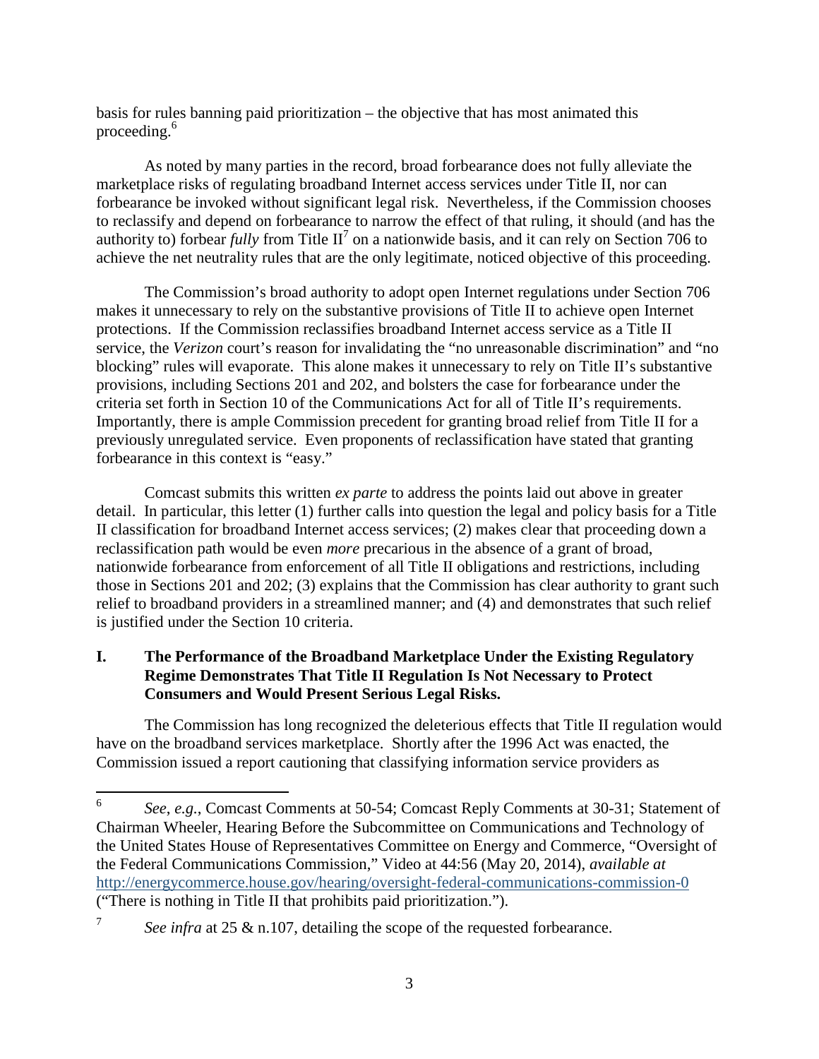basis for rules banning paid prioritization – the objective that has most animated this proceeding.[6]

As noted by many parties in the record, broad forbearance does not fully alleviate the marketplace risks of regulating broadband Internet access services under Title II, nor can forbearance be invoked without significant legal risk. Nevertheless, if the Commission chooses to reclassify and depend on forbearance to narrow the effect of that ruling, it should (and has the authority to) forbear *fully* from Title II[7] on a nationwide basis, and it can rely on Section 706 to achieve the net neutrality rules that are the only legitimate, noticed objective of this proceeding.

The Commission's broad authority to adopt open Internet regulations under Section 706 makes it unnecessary to rely on the substantive provisions of Title II to achieve open Internet protections. If the Commission reclassifies broadband Internet access service as a Title II service, the *Verizon* court's reason for invalidating the "no unreasonable discrimination" and "no blocking" rules will evaporate. This alone makes it unnecessary to rely on Title II's substantive provisions, including Sections 201 and 202, and bolsters the case for forbearance under the criteria set forth in Section 10 of the Communications Act for all of Title II's requirements. Importantly, there is ample Commission precedent for granting broad relief from Title II for a previously unregulated service. Even proponents of reclassification have stated that granting forbearance in this context is "easy."

Comcast submits this written *ex parte* to address the points laid out above in greater detail. In particular, this letter (1) further calls into question the legal and policy basis for a Title II classification for broadband Internet access services; (2) makes clear that proceeding down a reclassification path would be even *more* precarious in the absence of a grant of broad, nationwide forbearance from enforcement of all Title II obligations and restrictions, including those in Sections 201 and 202; (3) explains that the Commission has clear authority to grant such relief to broadband providers in a streamlined manner; and (4) and demonstrates that such relief is justified under the Section 10 criteria.

## I. The Performance of the Broadband Marketplace Under the Existing Regulatory Regime Demonstrates That Title II Regulation Is Not Necessary to Protect Consumers and Would Present Serious Legal Risks.

The Commission has long recognized the deleterious effects that Title II regulation would have on the broadband services marketplace. Shortly after the 1996 Act was enacted, the Commission issued a report cautioning that classifying information service providers as

---

[6] *See, e.g.*, Comcast Comments at 50-54; Comcast Reply Comments at 30-31; Statement of Chairman Wheeler, Hearing Before the Subcommittee on Communications and Technology of the United States House of Representatives Committee on Energy and Commerce, "Oversight of the Federal Communications Commission," Video at 44:56 (May 20, 2014), *available at* http://energycommerce.house.gov/hearing/oversight-federal-communications-commission-0 ("There is nothing in Title II that prohibits paid prioritization.").

[7] *See infra* at 25 & n.107, detailing the scope of the requested forbearance.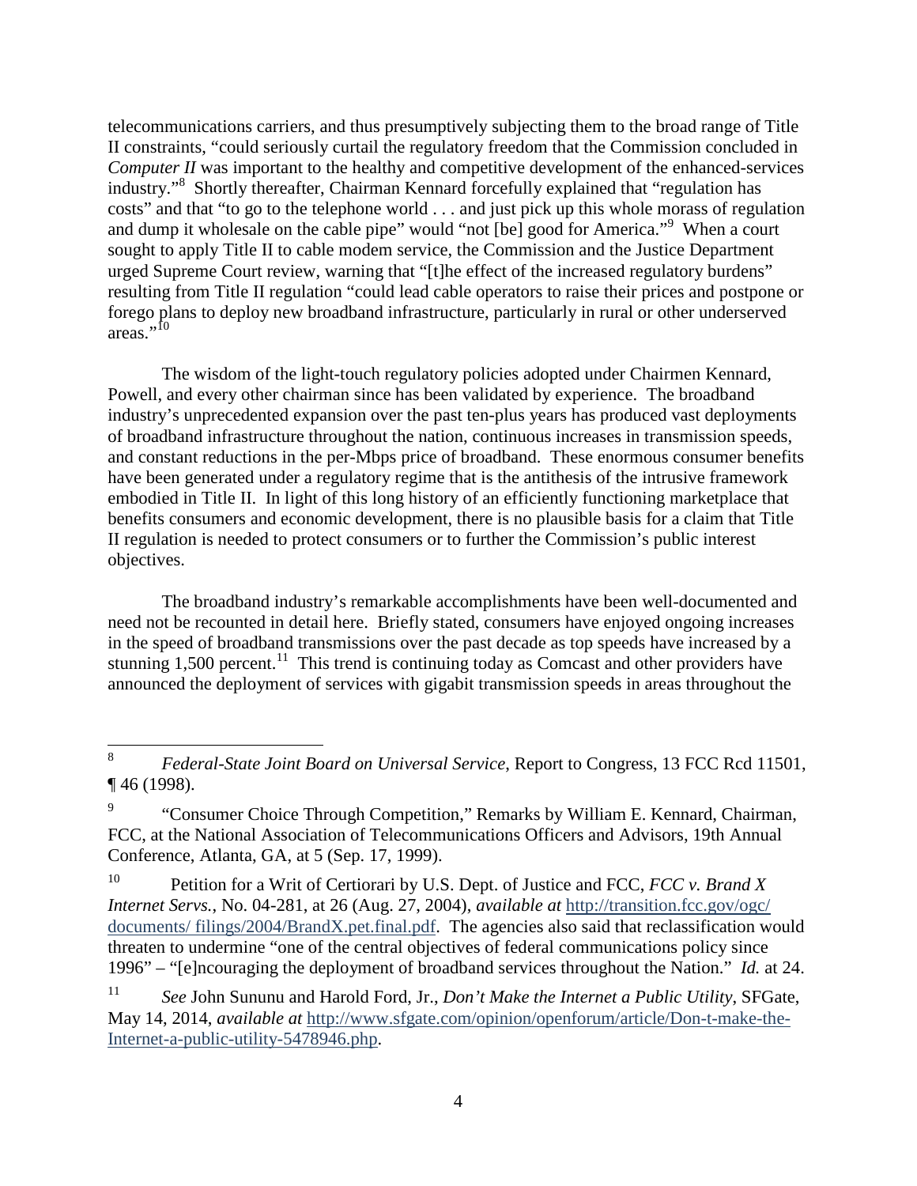telecommunications carriers, and thus presumptively subjecting them to the broad range of Title II constraints, "could seriously curtail the regulatory freedom that the Commission concluded in *Computer II* was important to the healthy and competitive development of the enhanced-services industry."[8] Shortly thereafter, Chairman Kennard forcefully explained that "regulation has costs" and that "to go to the telephone world . . . and just pick up this whole morass of regulation and dump it wholesale on the cable pipe" would "not [be] good for America."[9] When a court sought to apply Title II to cable modem service, the Commission and the Justice Department urged Supreme Court review, warning that "[t]he effect of the increased regulatory burdens" resulting from Title II regulation "could lead cable operators to raise their prices and postpone or forego plans to deploy new broadband infrastructure, particularly in rural or other underserved areas."[10]

The wisdom of the light-touch regulatory policies adopted under Chairmen Kennard, Powell, and every other chairman since has been validated by experience. The broadband industry's unprecedented expansion over the past ten-plus years has produced vast deployments of broadband infrastructure throughout the nation, continuous increases in transmission speeds, and constant reductions in the per-Mbps price of broadband. These enormous consumer benefits have been generated under a regulatory regime that is the antithesis of the intrusive framework embodied in Title II. In light of this long history of an efficiently functioning marketplace that benefits consumers and economic development, there is no plausible basis for a claim that Title II regulation is needed to protect consumers or to further the Commission's public interest objectives.

The broadband industry's remarkable accomplishments have been well-documented and need not be recounted in detail here. Briefly stated, consumers have enjoyed ongoing increases in the speed of broadband transmissions over the past decade as top speeds have increased by a stunning 1,500 percent.[11] This trend is continuing today as Comcast and other providers have announced the deployment of services with gigabit transmission speeds in areas throughout the

---

[8] *Federal-State Joint Board on Universal Service*, Report to Congress, 13 FCC Rcd 11501, ¶ 46 (1998).

[9] "Consumer Choice Through Competition," Remarks by William E. Kennard, Chairman, FCC, at the National Association of Telecommunications Officers and Advisors, 19th Annual Conference, Atlanta, GA, at 5 (Sep. 17, 1999).

[10] Petition for a Writ of Certiorari by U.S. Dept. of Justice and FCC, *FCC v. Brand X Internet Servs.*, No. 04-281, at 26 (Aug. 27, 2004), *available at* http://transition.fcc.gov/ogc/documents/ filings/2004/BrandX.pet.final.pdf. The agencies also said that reclassification would threaten to undermine "one of the central objectives of federal communications policy since 1996" – "[e]ncouraging the deployment of broadband services throughout the Nation." *Id.* at 24.

[11] *See* John Sununu and Harold Ford, Jr., *Don't Make the Internet a Public Utility*, SFGate, May 14, 2014, *available at* http://www.sfgate.com/opinion/openforum/article/Don-t-make-the-Internet-a-public-utility-5478946.php.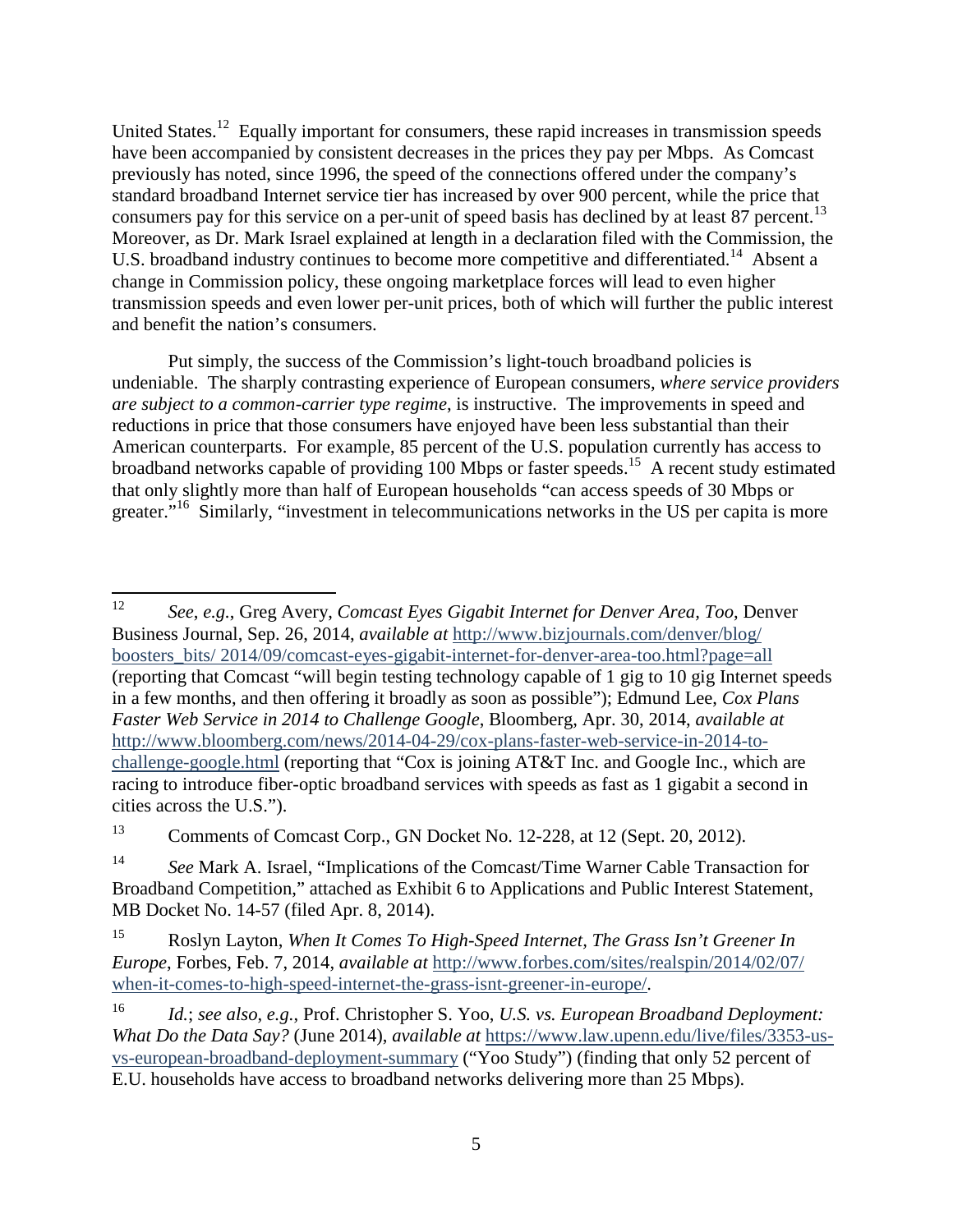United States.[12] Equally important for consumers, these rapid increases in transmission speeds have been accompanied by consistent decreases in the prices they pay per Mbps. As Comcast previously has noted, since 1996, the speed of the connections offered under the company's standard broadband Internet service tier has increased by over 900 percent, while the price that consumers pay for this service on a per-unit of speed basis has declined by at least 87 percent.[13] Moreover, as Dr. Mark Israel explained at length in a declaration filed with the Commission, the U.S. broadband industry continues to become more competitive and differentiated.[14] Absent a change in Commission policy, these ongoing marketplace forces will lead to even higher transmission speeds and even lower per-unit prices, both of which will further the public interest and benefit the nation's consumers.

Put simply, the success of the Commission's light-touch broadband policies is undeniable. The sharply contrasting experience of European consumers, *where service providers are subject to a common-carrier type regime*, is instructive. The improvements in speed and reductions in price that those consumers have enjoyed have been less substantial than their American counterparts. For example, 85 percent of the U.S. population currently has access to broadband networks capable of providing 100 Mbps or faster speeds.[15] A recent study estimated that only slightly more than half of European households "can access speeds of 30 Mbps or greater."[16] Similarly, "investment in telecommunications networks in the US per capita is more

---

[12] *See, e.g.*, Greg Avery, *Comcast Eyes Gigabit Internet for Denver Area, Too*, Denver Business Journal, Sep. 26, 2014, *available at* http://www.bizjournals.com/denver/blog/boosters_bits/ 2014/09/comcast-eyes-gigabit-internet-for-denver-area-too.html?page=all (reporting that Comcast "will begin testing technology capable of 1 gig to 10 gig Internet speeds in a few months, and then offering it broadly as soon as possible"); Edmund Lee, *Cox Plans Faster Web Service in 2014 to Challenge Google*, Bloomberg, Apr. 30, 2014, *available at* http://www.bloomberg.com/news/2014-04-29/cox-plans-faster-web-service-in-2014-to-challenge-google.html (reporting that "Cox is joining AT&T Inc. and Google Inc., which are racing to introduce fiber-optic broadband services with speeds as fast as 1 gigabit a second in cities across the U.S.").

[13] Comments of Comcast Corp., GN Docket No. 12-228, at 12 (Sept. 20, 2012).

[14] *See* Mark A. Israel, "Implications of the Comcast/Time Warner Cable Transaction for Broadband Competition," attached as Exhibit 6 to Applications and Public Interest Statement, MB Docket No. 14-57 (filed Apr. 8, 2014).

[15] Roslyn Layton, *When It Comes To High-Speed Internet, The Grass Isn't Greener In Europe*, Forbes, Feb. 7, 2014, *available at* http://www.forbes.com/sites/realspin/2014/02/07/when-it-comes-to-high-speed-internet-the-grass-isnt-greener-in-europe/.

[16] *Id.*; *see also*, *e.g.*, Prof. Christopher S. Yoo, *U.S. vs. European Broadband Deployment: What Do the Data Say?* (June 2014), *available at* https://www.law.upenn.edu/live/files/3353-us-vs-european-broadband-deployment-summary ("Yoo Study") (finding that only 52 percent of E.U. households have access to broadband networks delivering more than 25 Mbps).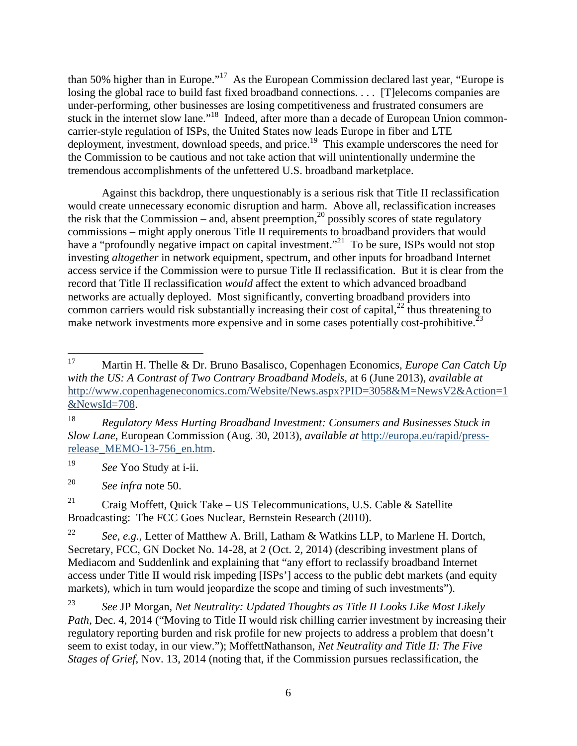than 50% higher than in Europe."[17] As the European Commission declared last year, "Europe is losing the global race to build fast fixed broadband connections. . . . [T]elecoms companies are under-performing, other businesses are losing competitiveness and frustrated consumers are stuck in the internet slow lane."[18] Indeed, after more than a decade of European Union common-carrier-style regulation of ISPs, the United States now leads Europe in fiber and LTE deployment, investment, download speeds, and price.[19] This example underscores the need for the Commission to be cautious and not take action that will unintentionally undermine the tremendous accomplishments of the unfettered U.S. broadband marketplace.

Against this backdrop, there unquestionably is a serious risk that Title II reclassification would create unnecessary economic disruption and harm. Above all, reclassification increases the risk that the Commission – and, absent preemption,[20] possibly scores of state regulatory commissions – might apply onerous Title II requirements to broadband providers that would have a "profoundly negative impact on capital investment."[21] To be sure, ISPs would not stop investing *altogether* in network equipment, spectrum, and other inputs for broadband Internet access service if the Commission were to pursue Title II reclassification. But it is clear from the record that Title II reclassification *would* affect the extent to which advanced broadband networks are actually deployed. Most significantly, converting broadband providers into common carriers would risk substantially increasing their cost of capital,[22] thus threatening to make network investments more expensive and in some cases potentially cost-prohibitive.[23]

---

[17] Martin H. Thelle & Dr. Bruno Basalisco, Copenhagen Economics, *Europe Can Catch Up with the US: A Contrast of Two Contrary Broadband Models*, at 6 (June 2013), *available at* http://www.copenhageneconomics.com/Website/News.aspx?PID=3058&M=NewsV2&Action=1&NewsId=708.

[18] *Regulatory Mess Hurting Broadband Investment: Consumers and Businesses Stuck in Slow Lane*, European Commission (Aug. 30, 2013), *available at* http://europa.eu/rapid/press-release_MEMO-13-756_en.htm.

[19] *See* Yoo Study at i-ii.

[20] *See infra* note 50.

[21] Craig Moffett, Quick Take – US Telecommunications, U.S. Cable & Satellite Broadcasting: The FCC Goes Nuclear, Bernstein Research (2010).

[22] *See, e.g.*, Letter of Matthew A. Brill, Latham & Watkins LLP, to Marlene H. Dortch, Secretary, FCC, GN Docket No. 14-28, at 2 (Oct. 2, 2014) (describing investment plans of Mediacom and Suddenlink and explaining that "any effort to reclassify broadband Internet access under Title II would risk impeding [ISPs'] access to the public debt markets (and equity markets), which in turn would jeopardize the scope and timing of such investments").

[23] *See* JP Morgan, *Net Neutrality: Updated Thoughts as Title II Looks Like Most Likely Path*, Dec. 4, 2014 ("Moving to Title II would risk chilling carrier investment by increasing their regulatory reporting burden and risk profile for new projects to address a problem that doesn't seem to exist today, in our view."); MoffettNathanson, *Net Neutrality and Title II: The Five Stages of Grief*, Nov. 13, 2014 (noting that, if the Commission pursues reclassification, the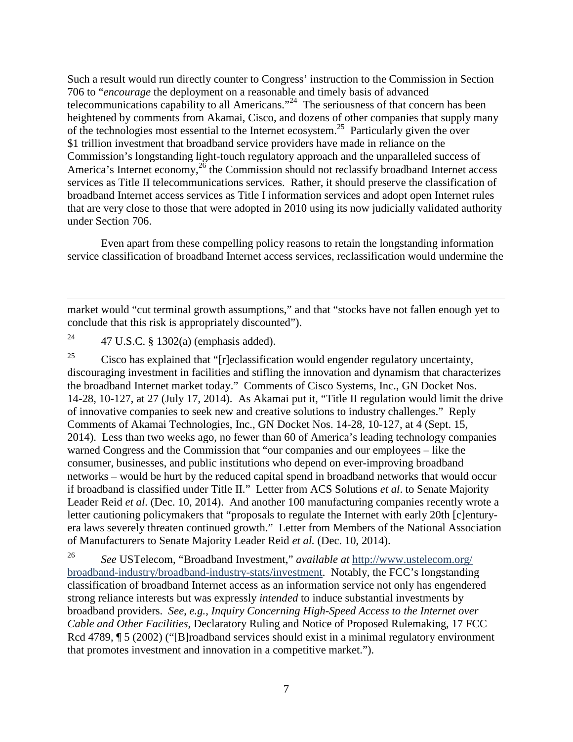Such a result would run directly counter to Congress' instruction to the Commission in Section 706 to "*encourage* the deployment on a reasonable and timely basis of advanced telecommunications capability to all Americans."[24] The seriousness of that concern has been heightened by comments from Akamai, Cisco, and dozens of other companies that supply many of the technologies most essential to the Internet ecosystem.[25] Particularly given the over $1 trillion investment that broadband service providers have made in reliance on the Commission's longstanding light-touch regulatory approach and the unparalleled success of America's Internet economy,[26] the Commission should not reclassify broadband Internet access services as Title II telecommunications services. Rather, it should preserve the classification of broadband Internet access services as Title I information services and adopt open Internet rules that are very close to those that were adopted in 2010 using its now judicially validated authority under Section 706.

Even apart from these compelling policy reasons to retain the longstanding information service classification of broadband Internet access services, reclassification would undermine the

---

market would "cut terminal growth assumptions," and that "stocks have not fallen enough yet to conclude that this risk is appropriately discounted").

[24] 47 U.S.C. § 1302(a) (emphasis added).

[25] Cisco has explained that "[r]eclassification would engender regulatory uncertainty, discouraging investment in facilities and stifling the innovation and dynamism that characterizes the broadband Internet market today." Comments of Cisco Systems, Inc., GN Docket Nos. 14-28, 10-127, at 27 (July 17, 2014). As Akamai put it, "Title II regulation would limit the drive of innovative companies to seek new and creative solutions to industry challenges." Reply Comments of Akamai Technologies, Inc., GN Docket Nos. 14-28, 10-127, at 4 (Sept. 15, 2014). Less than two weeks ago, no fewer than 60 of America's leading technology companies warned Congress and the Commission that "our companies and our employees – like the consumer, businesses, and public institutions who depend on ever-improving broadband networks – would be hurt by the reduced capital spend in broadband networks that would occur if broadband is classified under Title II." Letter from ACS Solutions *et al*. to Senate Majority Leader Reid *et al*. (Dec. 10, 2014). And another 100 manufacturing companies recently wrote a letter cautioning policymakers that "proposals to regulate the Internet with early 20th [c]entury-era laws severely threaten continued growth." Letter from Members of the National Association of Manufacturers to Senate Majority Leader Reid *et al.* (Dec. 10, 2014).

[26] *See* USTelecom, "Broadband Investment," *available at* http://www.ustelecom.org/broadband-industry/broadband-industry-stats/investment. Notably, the FCC's longstanding classification of broadband Internet access as an information service not only has engendered strong reliance interests but was expressly *intended* to induce substantial investments by broadband providers. *See*, *e.g.*, *Inquiry Concerning High-Speed Access to the Internet over Cable and Other Facilities*, Declaratory Ruling and Notice of Proposed Rulemaking, 17 FCC Rcd 4789, ¶ 5 (2002) ("[B]roadband services should exist in a minimal regulatory environment that promotes investment and innovation in a competitive market.").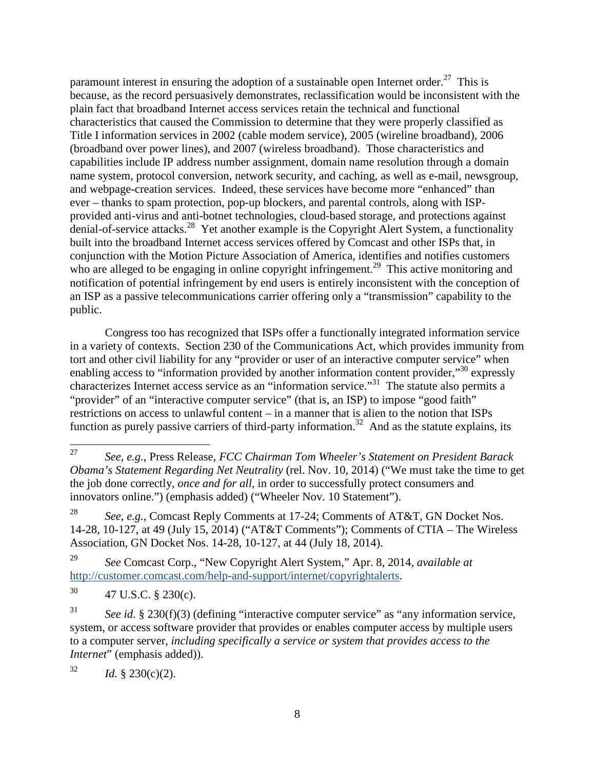paramount interest in ensuring the adoption of a sustainable open Internet order.[27] This is because, as the record persuasively demonstrates, reclassification would be inconsistent with the plain fact that broadband Internet access services retain the technical and functional characteristics that caused the Commission to determine that they were properly classified as Title I information services in 2002 (cable modem service), 2005 (wireline broadband), 2006 (broadband over power lines), and 2007 (wireless broadband). Those characteristics and capabilities include IP address number assignment, domain name resolution through a domain name system, protocol conversion, network security, and caching, as well as e-mail, newsgroup, and webpage-creation services. Indeed, these services have become more "enhanced" than ever – thanks to spam protection, pop-up blockers, and parental controls, along with ISP-provided anti-virus and anti-botnet technologies, cloud-based storage, and protections against denial-of-service attacks.[28] Yet another example is the Copyright Alert System, a functionality built into the broadband Internet access services offered by Comcast and other ISPs that, in conjunction with the Motion Picture Association of America, identifies and notifies customers who are alleged to be engaging in online copyright infringement.[29] This active monitoring and notification of potential infringement by end users is entirely inconsistent with the conception of an ISP as a passive telecommunications carrier offering only a "transmission" capability to the public.

Congress too has recognized that ISPs offer a functionally integrated information service in a variety of contexts. Section 230 of the Communications Act, which provides immunity from tort and other civil liability for any "provider or user of an interactive computer service" when enabling access to "information provided by another information content provider,"[30] expressly characterizes Internet access service as an "information service."[31] The statute also permits a "provider" of an "interactive computer service" (that is, an ISP) to impose "good faith" restrictions on access to unlawful content – in a manner that is alien to the notion that ISPs function as purely passive carriers of third-party information.[32] And as the statute explains, its

---

[27] *See, e.g.*, Press Release, *FCC Chairman Tom Wheeler's Statement on President Barack Obama's Statement Regarding Net Neutrality* (rel. Nov. 10, 2014) ("We must take the time to get the job done correctly, *once and for all*, in order to successfully protect consumers and innovators online.") (emphasis added) ("Wheeler Nov. 10 Statement").

[28] *See, e.g.*, Comcast Reply Comments at 17-24; Comments of AT&T, GN Docket Nos. 14-28, 10-127, at 49 (July 15, 2014) ("AT&T Comments"); Comments of CTIA – The Wireless Association, GN Docket Nos. 14-28, 10-127, at 44 (July 18, 2014).

[29] *See* Comcast Corp., "New Copyright Alert System," Apr. 8, 2014, *available at* http://customer.comcast.com/help-and-support/internet/copyrightalerts.

[30] 47 U.S.C. § 230(c).

[31] *See id.* § 230(f)(3) (defining "interactive computer service" as "any information service, system, or access software provider that provides or enables computer access by multiple users to a computer server, *including specifically a service or system that provides access to the Internet*" (emphasis added)).

[32] *Id.* § 230(c)(2).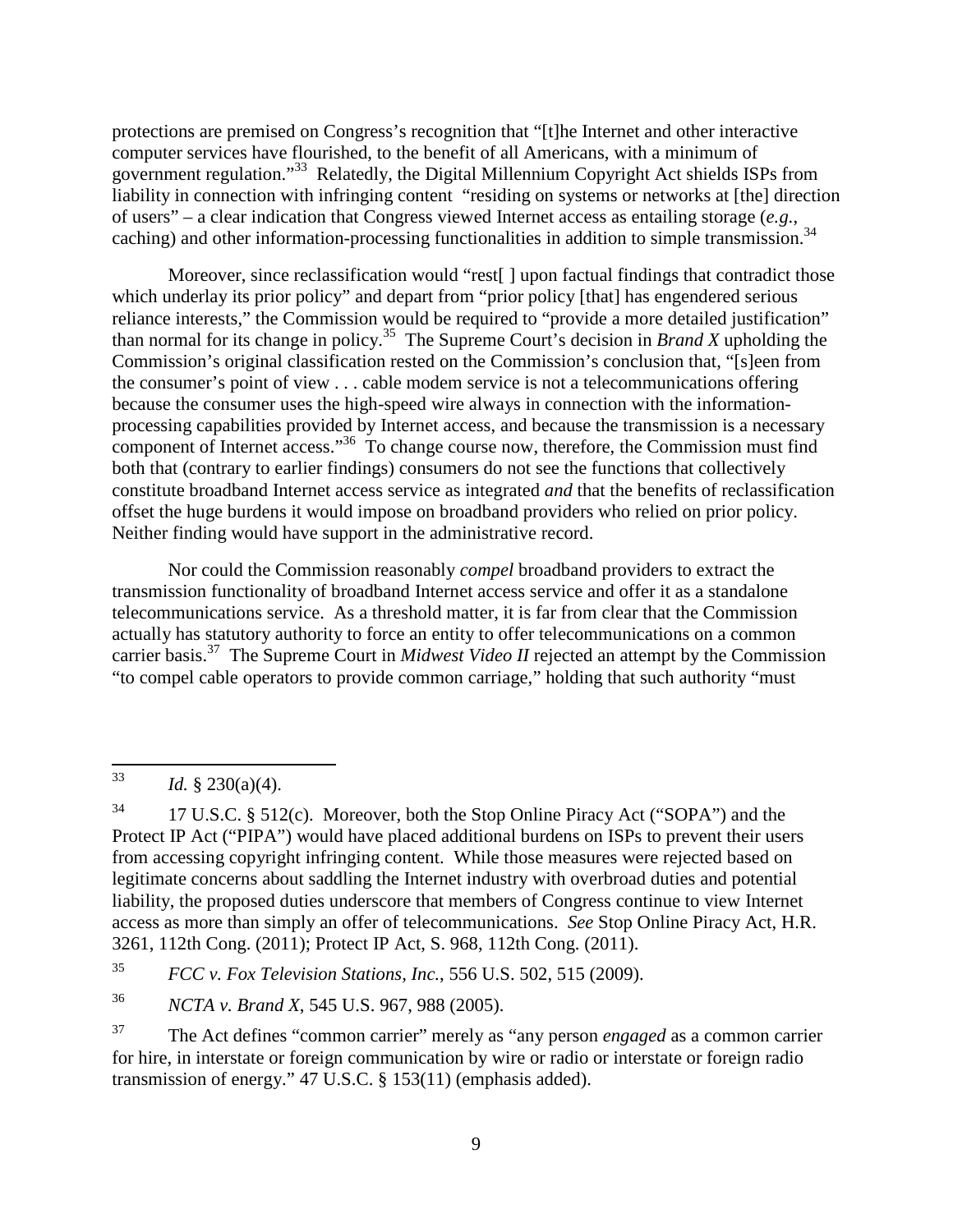protections are premised on Congress's recognition that "[t]he Internet and other interactive computer services have flourished, to the benefit of all Americans, with a minimum of government regulation."[33] Relatedly, the Digital Millennium Copyright Act shields ISPs from liability in connection with infringing content "residing on systems or networks at [the] direction of users" – a clear indication that Congress viewed Internet access as entailing storage (*e.g.*, caching) and other information-processing functionalities in addition to simple transmission.[34]

Moreover, since reclassification would "rest[ ] upon factual findings that contradict those which underlay its prior policy" and depart from "prior policy [that] has engendered serious reliance interests," the Commission would be required to "provide a more detailed justification" than normal for its change in policy.[35] The Supreme Court's decision in *Brand X* upholding the Commission's original classification rested on the Commission's conclusion that, "[s]een from the consumer's point of view . . . cable modem service is not a telecommunications offering because the consumer uses the high-speed wire always in connection with the information-processing capabilities provided by Internet access, and because the transmission is a necessary component of Internet access."[36] To change course now, therefore, the Commission must find both that (contrary to earlier findings) consumers do not see the functions that collectively constitute broadband Internet access service as integrated *and* that the benefits of reclassification offset the huge burdens it would impose on broadband providers who relied on prior policy. Neither finding would have support in the administrative record.

Nor could the Commission reasonably *compel* broadband providers to extract the transmission functionality of broadband Internet access service and offer it as a standalone telecommunications service. As a threshold matter, it is far from clear that the Commission actually has statutory authority to force an entity to offer telecommunications on a common carrier basis.[37] The Supreme Court in *Midwest Video II* rejected an attempt by the Commission "to compel cable operators to provide common carriage," holding that such authority "must

---

[33] *Id.* § 230(a)(4).

[34] 17 U.S.C. § 512(c). Moreover, both the Stop Online Piracy Act ("SOPA") and the Protect IP Act ("PIPA") would have placed additional burdens on ISPs to prevent their users from accessing copyright infringing content. While those measures were rejected based on legitimate concerns about saddling the Internet industry with overbroad duties and potential liability, the proposed duties underscore that members of Congress continue to view Internet access as more than simply an offer of telecommunications. *See* Stop Online Piracy Act, H.R. 3261, 112th Cong. (2011); Protect IP Act, S. 968, 112th Cong. (2011).

[35] *FCC v. Fox Television Stations, Inc.*, 556 U.S. 502, 515 (2009).

[36] *NCTA v. Brand X*, 545 U.S. 967, 988 (2005).

[37] The Act defines "common carrier" merely as "any person *engaged* as a common carrier for hire, in interstate or foreign communication by wire or radio or interstate or foreign radio transmission of energy." 47 U.S.C. § 153(11) (emphasis added).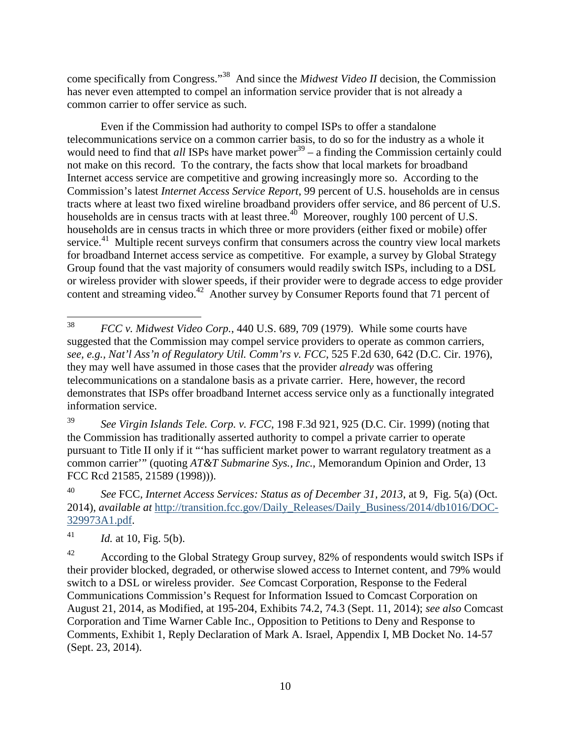come specifically from Congress."[38] And since the *Midwest Video II* decision, the Commission has never even attempted to compel an information service provider that is not already a common carrier to offer service as such.

Even if the Commission had authority to compel ISPs to offer a standalone telecommunications service on a common carrier basis, to do so for the industry as a whole it would need to find that *all* ISPs have market power[39] – a finding the Commission certainly could not make on this record. To the contrary, the facts show that local markets for broadband Internet access service are competitive and growing increasingly more so. According to the Commission's latest *Internet Access Service Report*, 99 percent of U.S. households are in census tracts where at least two fixed wireline broadband providers offer service, and 86 percent of U.S. households are in census tracts with at least three.[40] Moreover, roughly 100 percent of U.S. households are in census tracts in which three or more providers (either fixed or mobile) offer service.[41] Multiple recent surveys confirm that consumers across the country view local markets for broadband Internet access service as competitive. For example, a survey by Global Strategy Group found that the vast majority of consumers would readily switch ISPs, including to a DSL or wireless provider with slower speeds, if their provider were to degrade access to edge provider content and streaming video.[42] Another survey by Consumer Reports found that 71 percent of

---

[38] *FCC v. Midwest Video Corp.*, 440 U.S. 689, 709 (1979). While some courts have suggested that the Commission may compel service providers to operate as common carriers, *see, e.g.*, *Nat'l Ass'n of Regulatory Util. Comm'rs v. FCC*, 525 F.2d 630, 642 (D.C. Cir. 1976), they may well have assumed in those cases that the provider *already* was offering telecommunications on a standalone basis as a private carrier. Here, however, the record demonstrates that ISPs offer broadband Internet access service only as a functionally integrated information service.

[39] *See Virgin Islands Tele. Corp. v. FCC*, 198 F.3d 921, 925 (D.C. Cir. 1999) (noting that the Commission has traditionally asserted authority to compel a private carrier to operate pursuant to Title II only if it "'has sufficient market power to warrant regulatory treatment as a common carrier'" (quoting *AT&T Submarine Sys., Inc.*, Memorandum Opinion and Order, 13 FCC Rcd 21585, 21589 (1998))).

[40] *See* FCC, *Internet Access Services: Status as of December 31, 2013*, at 9, Fig. 5(a) (Oct. 2014), *available at* http://transition.fcc.gov/Daily_Releases/Daily_Business/2014/db1016/DOC-329973A1.pdf.

[41] *Id.* at 10, Fig. 5(b).

[42] According to the Global Strategy Group survey, 82% of respondents would switch ISPs if their provider blocked, degraded, or otherwise slowed access to Internet content, and 79% would switch to a DSL or wireless provider. *See* Comcast Corporation, Response to the Federal Communications Commission's Request for Information Issued to Comcast Corporation on August 21, 2014, as Modified, at 195-204, Exhibits 74.2, 74.3 (Sept. 11, 2014); *see also* Comcast Corporation and Time Warner Cable Inc., Opposition to Petitions to Deny and Response to Comments, Exhibit 1, Reply Declaration of Mark A. Israel, Appendix I, MB Docket No. 14-57 (Sept. 23, 2014).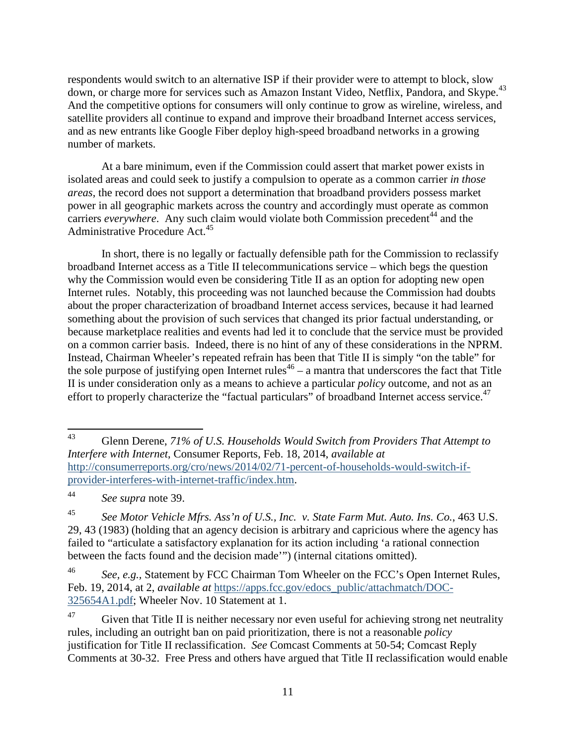respondents would switch to an alternative ISP if their provider were to attempt to block, slow down, or charge more for services such as Amazon Instant Video, Netflix, Pandora, and Skype.[43] And the competitive options for consumers will only continue to grow as wireline, wireless, and satellite providers all continue to expand and improve their broadband Internet access services, and as new entrants like Google Fiber deploy high-speed broadband networks in a growing number of markets.

At a bare minimum, even if the Commission could assert that market power exists in isolated areas and could seek to justify a compulsion to operate as a common carrier *in those areas*, the record does not support a determination that broadband providers possess market power in all geographic markets across the country and accordingly must operate as common carriers *everywhere*. Any such claim would violate both Commission precedent[44] and the Administrative Procedure Act.[45]

In short, there is no legally or factually defensible path for the Commission to reclassify broadband Internet access as a Title II telecommunications service – which begs the question why the Commission would even be considering Title II as an option for adopting new open Internet rules. Notably, this proceeding was not launched because the Commission had doubts about the proper characterization of broadband Internet access services, because it had learned something about the provision of such services that changed its prior factual understanding, or because marketplace realities and events had led it to conclude that the service must be provided on a common carrier basis. Indeed, there is no hint of any of these considerations in the NPRM. Instead, Chairman Wheeler's repeated refrain has been that Title II is simply "on the table" for the sole purpose of justifying open Internet rules[46] – a mantra that underscores the fact that Title II is under consideration only as a means to achieve a particular *policy* outcome, and not as an effort to properly characterize the "factual particulars" of broadband Internet access service.[47]

---

[43] Glenn Derene, *71% of U.S. Households Would Switch from Providers That Attempt to Interfere with Internet*, Consumer Reports, Feb. 18, 2014, *available at* http://consumerreports.org/cro/news/2014/02/71-percent-of-households-would-switch-if-provider-interferes-with-internet-traffic/index.htm.

[44] *See supra* note 39.

[45] *See Motor Vehicle Mfrs. Ass'n of U.S., Inc. v. State Farm Mut. Auto. Ins. Co.*, 463 U.S. 29, 43 (1983) (holding that an agency decision is arbitrary and capricious where the agency has failed to "articulate a satisfactory explanation for its action including 'a rational connection between the facts found and the decision made'") (internal citations omitted).

[46] *See, e.g.,* Statement by FCC Chairman Tom Wheeler on the FCC's Open Internet Rules, Feb. 19, 2014, at 2, *available at* https://apps.fcc.gov/edocs_public/attachmatch/DOC-325654A1.pdf; Wheeler Nov. 10 Statement at 1.

[47] Given that Title II is neither necessary nor even useful for achieving strong net neutrality rules, including an outright ban on paid prioritization, there is not a reasonable *policy* justification for Title II reclassification. *See* Comcast Comments at 50-54; Comcast Reply Comments at 30-32. Free Press and others have argued that Title II reclassification would enable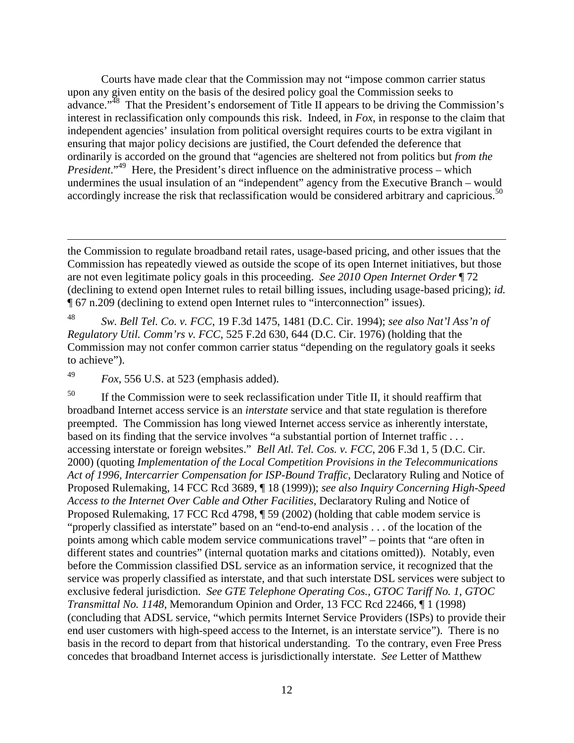Courts have made clear that the Commission may not "impose common carrier status upon any given entity on the basis of the desired policy goal the Commission seeks to advance."[48] That the President's endorsement of Title II appears to be driving the Commission's interest in reclassification only compounds this risk. Indeed, in *Fox,* in response to the claim that independent agencies' insulation from political oversight requires courts to be extra vigilant in ensuring that major policy decisions are justified, the Court defended the deference that ordinarily is accorded on the ground that "agencies are sheltered not from politics but *from the President*."[49] Here, the President's direct influence on the administrative process – which undermines the usual insulation of an "independent" agency from the Executive Branch – would accordingly increase the risk that reclassification would be considered arbitrary and capricious.[50]

---

the Commission to regulate broadband retail rates, usage-based pricing, and other issues that the Commission has repeatedly viewed as outside the scope of its open Internet initiatives, but those are not even legitimate policy goals in this proceeding. *See 2010 Open Internet Order* ¶ 72 (declining to extend open Internet rules to retail billing issues, including usage-based pricing); *id.* ¶ 67 n.209 (declining to extend open Internet rules to "interconnection" issues).

[48] *Sw. Bell Tel. Co. v. FCC*, 19 F.3d 1475, 1481 (D.C. Cir. 1994); *see also Nat'l Ass'n of Regulatory Util. Comm'rs v. FCC*, 525 F.2d 630, 644 (D.C. Cir. 1976) (holding that the Commission may not confer common carrier status "depending on the regulatory goals it seeks to achieve").

[49] *Fox*, 556 U.S. at 523 (emphasis added).

[50] If the Commission were to seek reclassification under Title II, it should reaffirm that broadband Internet access service is an *interstate* service and that state regulation is therefore preempted. The Commission has long viewed Internet access service as inherently interstate, based on its finding that the service involves "a substantial portion of Internet traffic . . . accessing interstate or foreign websites." *Bell Atl. Tel. Cos. v. FCC*, 206 F.3d 1, 5 (D.C. Cir. 2000) (quoting *Implementation of the Local Competition Provisions in the Telecommunications Act of 1996, Intercarrier Compensation for ISP-Bound Traffic*, Declaratory Ruling and Notice of Proposed Rulemaking, 14 FCC Rcd 3689, ¶ 18 (1999)); *see also Inquiry Concerning High-Speed Access to the Internet Over Cable and Other Facilities*, Declaratory Ruling and Notice of Proposed Rulemaking, 17 FCC Rcd 4798, ¶ 59 (2002) (holding that cable modem service is "properly classified as interstate" based on an "end-to-end analysis . . . of the location of the points among which cable modem service communications travel" – points that "are often in different states and countries" (internal quotation marks and citations omitted)). Notably, even before the Commission classified DSL service as an information service, it recognized that the service was properly classified as interstate, and that such interstate DSL services were subject to exclusive federal jurisdiction. *See GTE Telephone Operating Cos., GTOC Tariff No. 1, GTOC Transmittal No. 1148*, Memorandum Opinion and Order, 13 FCC Rcd 22466, ¶ 1 (1998) (concluding that ADSL service, "which permits Internet Service Providers (ISPs) to provide their end user customers with high-speed access to the Internet, is an interstate service"). There is no basis in the record to depart from that historical understanding. To the contrary, even Free Press concedes that broadband Internet access is jurisdictionally interstate. *See* Letter of Matthew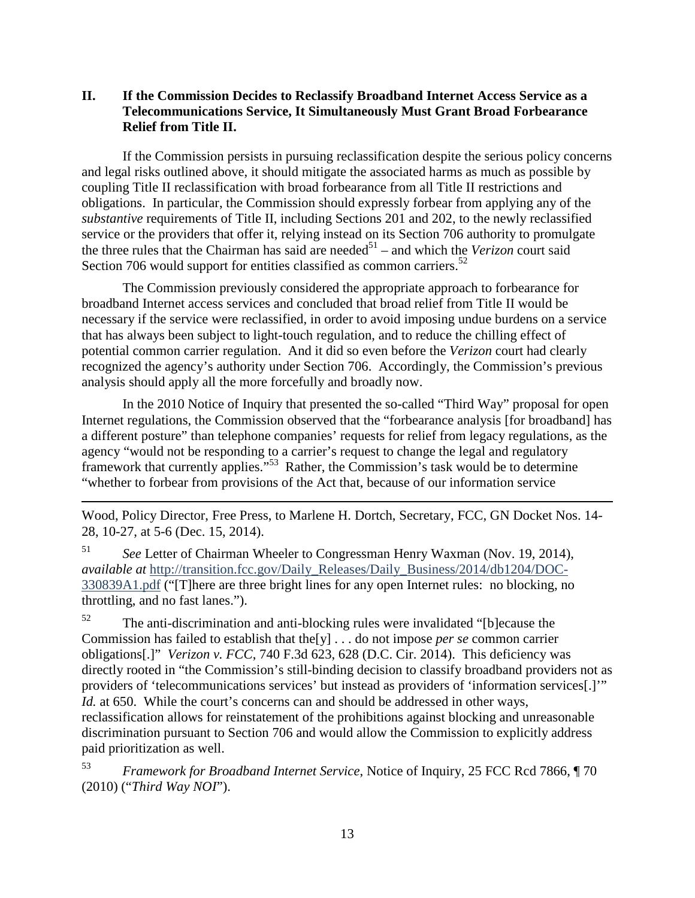## II. If the Commission Decides to Reclassify Broadband Internet Access Service as a Telecommunications Service, It Simultaneously Must Grant Broad Forbearance Relief from Title II.

If the Commission persists in pursuing reclassification despite the serious policy concerns and legal risks outlined above, it should mitigate the associated harms as much as possible by coupling Title II reclassification with broad forbearance from all Title II restrictions and obligations. In particular, the Commission should expressly forbear from applying any of the *substantive* requirements of Title II, including Sections 201 and 202, to the newly reclassified service or the providers that offer it, relying instead on its Section 706 authority to promulgate the three rules that the Chairman has said are needed[51] – and which the *Verizon* court said Section 706 would support for entities classified as common carriers.[52]

The Commission previously considered the appropriate approach to forbearance for broadband Internet access services and concluded that broad relief from Title II would be necessary if the service were reclassified, in order to avoid imposing undue burdens on a service that has always been subject to light-touch regulation, and to reduce the chilling effect of potential common carrier regulation. And it did so even before the *Verizon* court had clearly recognized the agency's authority under Section 706. Accordingly, the Commission's previous analysis should apply all the more forcefully and broadly now.

In the 2010 Notice of Inquiry that presented the so-called "Third Way" proposal for open Internet regulations, the Commission observed that the "forbearance analysis [for broadband] has a different posture" than telephone companies' requests for relief from legacy regulations, as the agency "would not be responding to a carrier's request to change the legal and regulatory framework that currently applies."[53] Rather, the Commission's task would be to determine "whether to forbear from provisions of the Act that, because of our information service

---

Wood, Policy Director, Free Press, to Marlene H. Dortch, Secretary, FCC, GN Docket Nos. 14-28, 10-27, at 5-6 (Dec. 15, 2014).

[51] *See* Letter of Chairman Wheeler to Congressman Henry Waxman (Nov. 19, 2014), *available at* http://transition.fcc.gov/Daily_Releases/Daily_Business/2014/db1204/DOC-330839A1.pdf ("[T]here are three bright lines for any open Internet rules: no blocking, no throttling, and no fast lanes.").

[52] The anti-discrimination and anti-blocking rules were invalidated "[b]ecause the Commission has failed to establish that the[y] . . . do not impose *per se* common carrier obligations[.]" *Verizon v. FCC*, 740 F.3d 623, 628 (D.C. Cir. 2014). This deficiency was directly rooted in "the Commission's still-binding decision to classify broadband providers not as providers of 'telecommunications services' but instead as providers of 'information services[.]'" *Id.* at 650. While the court's concerns can and should be addressed in other ways, reclassification allows for reinstatement of the prohibitions against blocking and unreasonable discrimination pursuant to Section 706 and would allow the Commission to explicitly address paid prioritization as well.

[53] *Framework for Broadband Internet Service*, Notice of Inquiry, 25 FCC Rcd 7866, ¶ 70 (2010) ("*Third Way NOI*").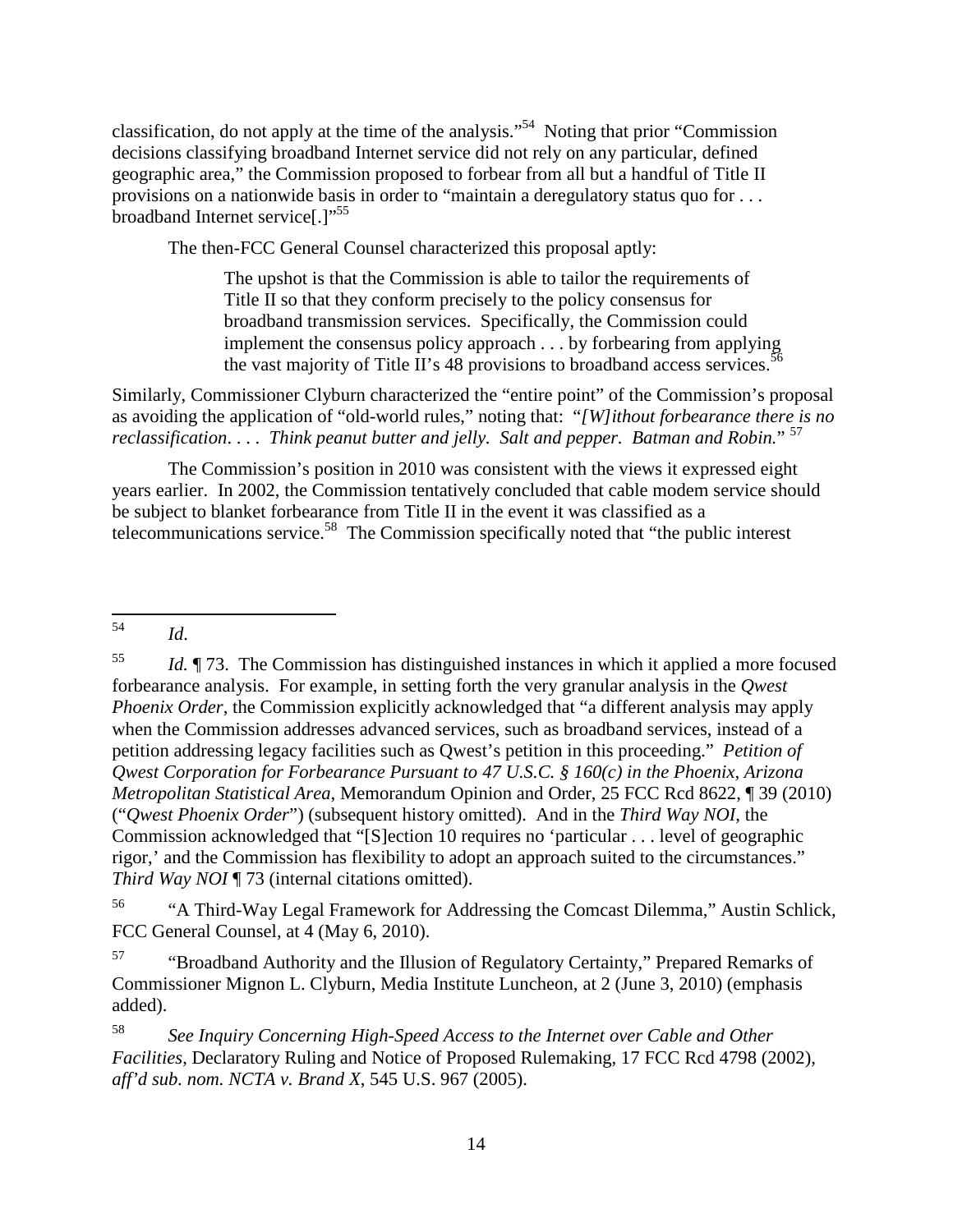classification, do not apply at the time of the analysis."[54] Noting that prior "Commission decisions classifying broadband Internet service did not rely on any particular, defined geographic area," the Commission proposed to forbear from all but a handful of Title II provisions on a nationwide basis in order to "maintain a deregulatory status quo for . . . broadband Internet service[.]"[55]

The then-FCC General Counsel characterized this proposal aptly:

> The upshot is that the Commission is able to tailor the requirements of Title II so that they conform precisely to the policy consensus for broadband transmission services. Specifically, the Commission could implement the consensus policy approach . . . by forbearing from applying the vast majority of Title II's 48 provisions to broadband access services.[56]

Similarly, Commissioner Clyburn characterized the "entire point" of the Commission's proposal as avoiding the application of "old-world rules," noting that: "*[W]ithout forbearance there is no reclassification*. . . . *Think peanut butter and jelly. Salt and pepper. Batman and Robin.*"[57]

The Commission's position in 2010 was consistent with the views it expressed eight years earlier. In 2002, the Commission tentatively concluded that cable modem service should be subject to blanket forbearance from Title II in the event it was classified as a telecommunications service.[58] The Commission specifically noted that "the public interest

---

[54] *Id*.

[55] *Id.* ¶ 73. The Commission has distinguished instances in which it applied a more focused forbearance analysis. For example, in setting forth the very granular analysis in the *Qwest Phoenix Order*, the Commission explicitly acknowledged that "a different analysis may apply when the Commission addresses advanced services, such as broadband services, instead of a petition addressing legacy facilities such as Qwest's petition in this proceeding." *Petition of Qwest Corporation for Forbearance Pursuant to 47 U.S.C. § 160(c) in the Phoenix, Arizona Metropolitan Statistical Area*, Memorandum Opinion and Order, 25 FCC Rcd 8622, ¶ 39 (2010) ("*Qwest Phoenix Order*") (subsequent history omitted). And in the *Third Way NOI*, the Commission acknowledged that "[S]ection 10 requires no 'particular . . . level of geographic rigor,' and the Commission has flexibility to adopt an approach suited to the circumstances." *Third Way NOI* ¶ 73 (internal citations omitted).

[56] "A Third-Way Legal Framework for Addressing the Comcast Dilemma," Austin Schlick, FCC General Counsel, at 4 (May 6, 2010).

[57] "Broadband Authority and the Illusion of Regulatory Certainty," Prepared Remarks of Commissioner Mignon L. Clyburn, Media Institute Luncheon, at 2 (June 3, 2010) (emphasis added).

[58] *See Inquiry Concerning High-Speed Access to the Internet over Cable and Other Facilities*, Declaratory Ruling and Notice of Proposed Rulemaking, 17 FCC Rcd 4798 (2002), *aff'd sub. nom. NCTA v. Brand X*, 545 U.S. 967 (2005).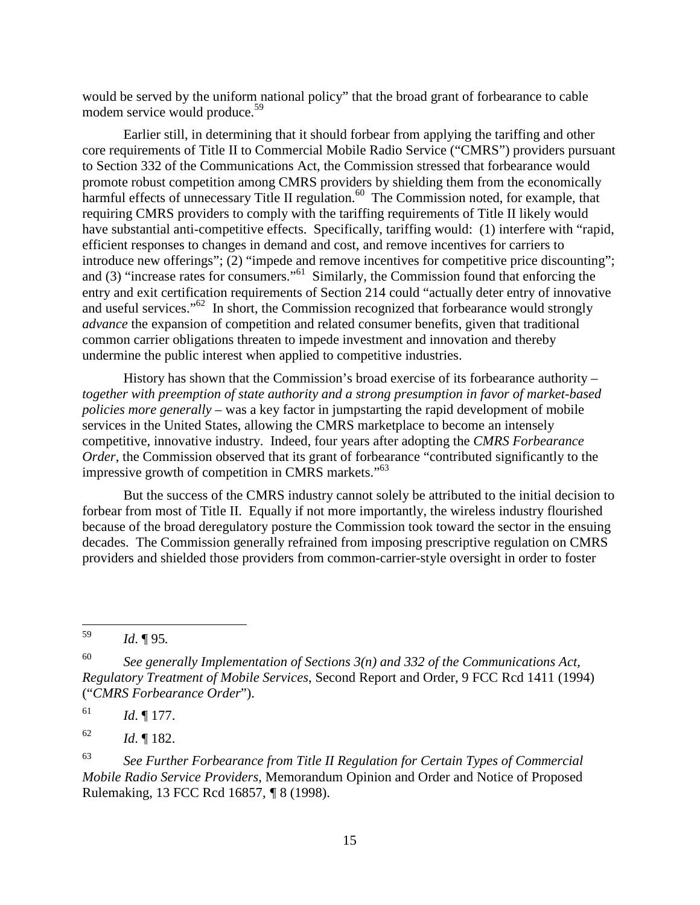would be served by the uniform national policy" that the broad grant of forbearance to cable modem service would produce.[59]

Earlier still, in determining that it should forbear from applying the tariffing and other core requirements of Title II to Commercial Mobile Radio Service ("CMRS") providers pursuant to Section 332 of the Communications Act, the Commission stressed that forbearance would promote robust competition among CMRS providers by shielding them from the economically harmful effects of unnecessary Title II regulation.[60] The Commission noted, for example, that requiring CMRS providers to comply with the tariffing requirements of Title II likely would have substantial anti-competitive effects. Specifically, tariffing would: (1) interfere with "rapid, efficient responses to changes in demand and cost, and remove incentives for carriers to introduce new offerings"; (2) "impede and remove incentives for competitive price discounting"; and (3) "increase rates for consumers."[61] Similarly, the Commission found that enforcing the entry and exit certification requirements of Section 214 could "actually deter entry of innovative and useful services."[62] In short, the Commission recognized that forbearance would strongly *advance* the expansion of competition and related consumer benefits, given that traditional common carrier obligations threaten to impede investment and innovation and thereby undermine the public interest when applied to competitive industries.

History has shown that the Commission's broad exercise of its forbearance authority – *together with preemption of state authority and a strong presumption in favor of market-based policies more generally* – was a key factor in jumpstarting the rapid development of mobile services in the United States, allowing the CMRS marketplace to become an intensely competitive, innovative industry. Indeed, four years after adopting the *CMRS Forbearance Order*, the Commission observed that its grant of forbearance "contributed significantly to the impressive growth of competition in CMRS markets."[63]

But the success of the CMRS industry cannot solely be attributed to the initial decision to forbear from most of Title II. Equally if not more importantly, the wireless industry flourished because of the broad deregulatory posture the Commission took toward the sector in the ensuing decades. The Commission generally refrained from imposing prescriptive regulation on CMRS providers and shielded those providers from common-carrier-style oversight in order to foster

---

[59] *Id*. ¶ 95.

[60] *See generally Implementation of Sections 3(n) and 332 of the Communications Act, Regulatory Treatment of Mobile Services*, Second Report and Order, 9 FCC Rcd 1411 (1994) ("*CMRS Forbearance Order*").

[61] *Id*. ¶ 177.

[62] *Id*. ¶ 182.

[63] *See Further Forbearance from Title II Regulation for Certain Types of Commercial Mobile Radio Service Providers*, Memorandum Opinion and Order and Notice of Proposed Rulemaking, 13 FCC Rcd 16857, ¶ 8 (1998).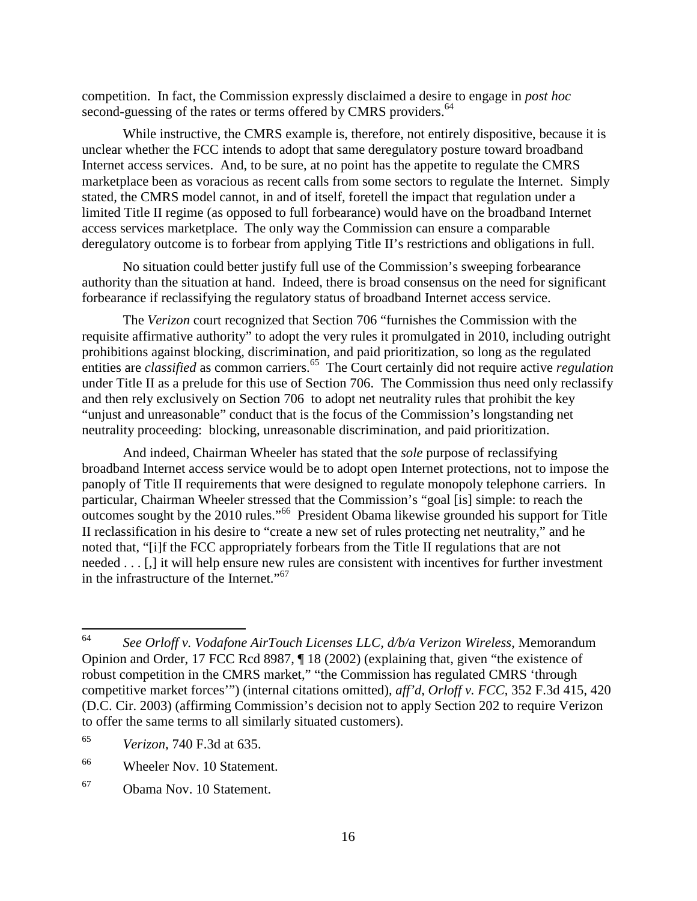competition. In fact, the Commission expressly disclaimed a desire to engage in *post hoc* second-guessing of the rates or terms offered by CMRS providers.[64]

While instructive, the CMRS example is, therefore, not entirely dispositive, because it is unclear whether the FCC intends to adopt that same deregulatory posture toward broadband Internet access services. And, to be sure, at no point has the appetite to regulate the CMRS marketplace been as voracious as recent calls from some sectors to regulate the Internet. Simply stated, the CMRS model cannot, in and of itself, foretell the impact that regulation under a limited Title II regime (as opposed to full forbearance) would have on the broadband Internet access services marketplace. The only way the Commission can ensure a comparable deregulatory outcome is to forbear from applying Title II's restrictions and obligations in full.

No situation could better justify full use of the Commission's sweeping forbearance authority than the situation at hand. Indeed, there is broad consensus on the need for significant forbearance if reclassifying the regulatory status of broadband Internet access service.

The *Verizon* court recognized that Section 706 "furnishes the Commission with the requisite affirmative authority" to adopt the very rules it promulgated in 2010, including outright prohibitions against blocking, discrimination, and paid prioritization, so long as the regulated entities are *classified* as common carriers.[65] The Court certainly did not require active *regulation* under Title II as a prelude for this use of Section 706. The Commission thus need only reclassify and then rely exclusively on Section 706 to adopt net neutrality rules that prohibit the key "unjust and unreasonable" conduct that is the focus of the Commission's longstanding net neutrality proceeding: blocking, unreasonable discrimination, and paid prioritization.

And indeed, Chairman Wheeler has stated that the *sole* purpose of reclassifying broadband Internet access service would be to adopt open Internet protections, not to impose the panoply of Title II requirements that were designed to regulate monopoly telephone carriers. In particular, Chairman Wheeler stressed that the Commission's "goal [is] simple: to reach the outcomes sought by the 2010 rules."[66] President Obama likewise grounded his support for Title II reclassification in his desire to "create a new set of rules protecting net neutrality," and he noted that, "[i]f the FCC appropriately forbears from the Title II regulations that are not needed . . . [,] it will help ensure new rules are consistent with incentives for further investment in the infrastructure of the Internet."[67]

---

[64] *See Orloff v. Vodafone AirTouch Licenses LLC, d/b/a Verizon Wireless*, Memorandum Opinion and Order, 17 FCC Rcd 8987, ¶ 18 (2002) (explaining that, given "the existence of robust competition in the CMRS market," "the Commission has regulated CMRS 'through competitive market forces'") (internal citations omitted), *aff'd*, *Orloff v. FCC*, 352 F.3d 415, 420 (D.C. Cir. 2003) (affirming Commission's decision not to apply Section 202 to require Verizon to offer the same terms to all similarly situated customers).

[65] *Verizon*, 740 F.3d at 635.

[66] Wheeler Nov. 10 Statement.

[67] Obama Nov. 10 Statement.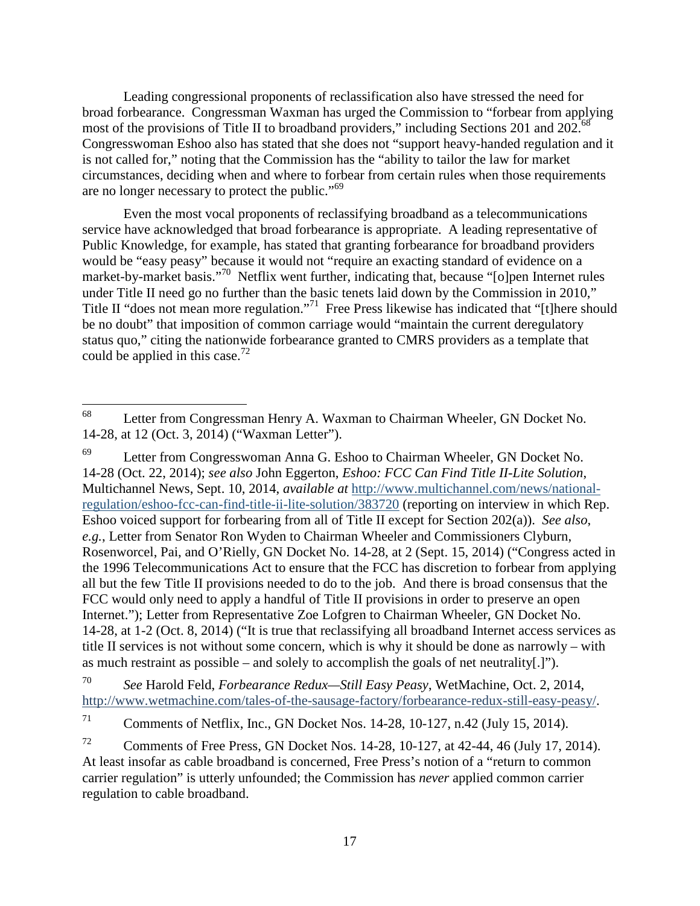Leading congressional proponents of reclassification also have stressed the need for broad forbearance. Congressman Waxman has urged the Commission to "forbear from applying most of the provisions of Title II to broadband providers," including Sections 201 and 202.[68] Congresswoman Eshoo also has stated that she does not "support heavy-handed regulation and it is not called for," noting that the Commission has the "ability to tailor the law for market circumstances, deciding when and where to forbear from certain rules when those requirements are no longer necessary to protect the public."[69]

Even the most vocal proponents of reclassifying broadband as a telecommunications service have acknowledged that broad forbearance is appropriate. A leading representative of Public Knowledge, for example, has stated that granting forbearance for broadband providers would be "easy peasy" because it would not "require an exacting standard of evidence on a market-by-market basis."[70] Netflix went further, indicating that, because "[o]pen Internet rules under Title II need go no further than the basic tenets laid down by the Commission in 2010," Title II "does not mean more regulation."[71] Free Press likewise has indicated that "[t]here should be no doubt" that imposition of common carriage would "maintain the current deregulatory status quo," citing the nationwide forbearance granted to CMRS providers as a template that could be applied in this case.[72]

---

[68] Letter from Congressman Henry A. Waxman to Chairman Wheeler, GN Docket No. 14-28, at 12 (Oct. 3, 2014) ("Waxman Letter").

[69] Letter from Congresswoman Anna G. Eshoo to Chairman Wheeler, GN Docket No. 14-28 (Oct. 22, 2014); *see also* John Eggerton, *Eshoo: FCC Can Find Title II-Lite Solution*, Multichannel News, Sept. 10, 2014, *available at* http://www.multichannel.com/news/national-regulation/eshoo-fcc-can-find-title-ii-lite-solution/383720 (reporting on interview in which Rep. Eshoo voiced support for forbearing from all of Title II except for Section 202(a)). *See also, e.g.*, Letter from Senator Ron Wyden to Chairman Wheeler and Commissioners Clyburn, Rosenworcel, Pai, and O'Rielly, GN Docket No. 14-28, at 2 (Sept. 15, 2014) ("Congress acted in the 1996 Telecommunications Act to ensure that the FCC has discretion to forbear from applying all but the few Title II provisions needed to do to the job. And there is broad consensus that the FCC would only need to apply a handful of Title II provisions in order to preserve an open Internet."); Letter from Representative Zoe Lofgren to Chairman Wheeler, GN Docket No. 14-28, at 1-2 (Oct. 8, 2014) ("It is true that reclassifying all broadband Internet access services as title II services is not without some concern, which is why it should be done as narrowly – with as much restraint as possible – and solely to accomplish the goals of net neutrality[.]").

[70] *See* Harold Feld, *Forbearance Redux—Still Easy Peasy*, WetMachine, Oct. 2, 2014, http://www.wetmachine.com/tales-of-the-sausage-factory/forbearance-redux-still-easy-peasy/.

[71] Comments of Netflix, Inc., GN Docket Nos. 14-28, 10-127, n.42 (July 15, 2014).

[72] Comments of Free Press, GN Docket Nos. 14-28, 10-127, at 42-44, 46 (July 17, 2014). At least insofar as cable broadband is concerned, Free Press's notion of a "return to common carrier regulation" is utterly unfounded; the Commission has *never* applied common carrier regulation to cable broadband.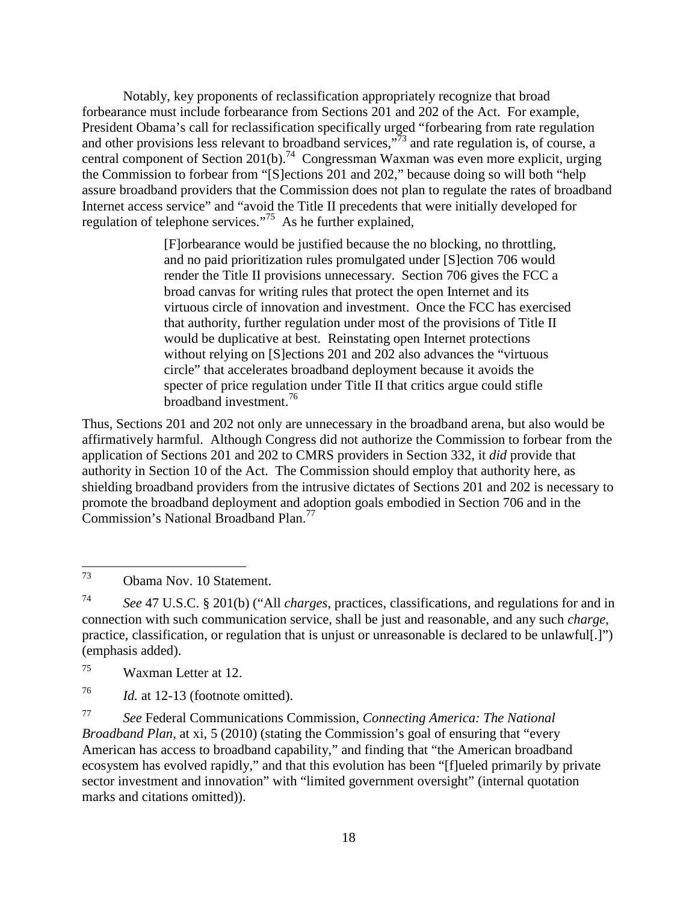Notably, key proponents of reclassification appropriately recognize that broad forbearance must include forbearance from Sections 201 and 202 of the Act. For example, President Obama's call for reclassification specifically urged "forbearing from rate regulation and other provisions less relevant to broadband services,"[73] and rate regulation is, of course, a central component of Section 201(b).[74] Congressman Waxman was even more explicit, urging the Commission to forbear from "[S]ections 201 and 202," because doing so will both "help assure broadband providers that the Commission does not plan to regulate the rates of broadband Internet access service" and "avoid the Title II precedents that were initially developed for regulation of telephone services."[75] As he further explained,

> [F]orbearance would be justified because the no blocking, no throttling, and no paid prioritization rules promulgated under [S]ection 706 would render the Title II provisions unnecessary. Section 706 gives the FCC a broad canvas for writing rules that protect the open Internet and its virtuous circle of innovation and investment. Once the FCC has exercised that authority, further regulation under most of the provisions of Title II would be duplicative at best. Reinstating open Internet protections without relying on [S]ections 201 and 202 also advances the "virtuous circle" that accelerates broadband deployment because it avoids the specter of price regulation under Title II that critics argue could stifle broadband investment.[76]

Thus, Sections 201 and 202 not only are unnecessary in the broadband arena, but also would be affirmatively harmful. Although Congress did not authorize the Commission to forbear from the application of Sections 201 and 202 to CMRS providers in Section 332, it *did* provide that authority in Section 10 of the Act. The Commission should employ that authority here, as shielding broadband providers from the intrusive dictates of Sections 201 and 202 is necessary to promote the broadband deployment and adoption goals embodied in Section 706 and in the Commission's National Broadband Plan.[77]

---

[73] Obama Nov. 10 Statement.

[74] *See* 47 U.S.C. § 201(b) ("All *charges*, practices, classifications, and regulations for and in connection with such communication service, shall be just and reasonable, and any such *charge*, practice, classification, or regulation that is unjust or unreasonable is declared to be unlawful[.]") (emphasis added).

[75] Waxman Letter at 12.

[76] *Id.* at 12-13 (footnote omitted).

[77] *See* Federal Communications Commission, *Connecting America: The National Broadband Plan*, at xi, 5 (2010) (stating the Commission's goal of ensuring that "every American has access to broadband capability," and finding that "the American broadband ecosystem has evolved rapidly," and that this evolution has been "[f]ueled primarily by private sector investment and innovation" with "limited government oversight" (internal quotation marks and citations omitted)).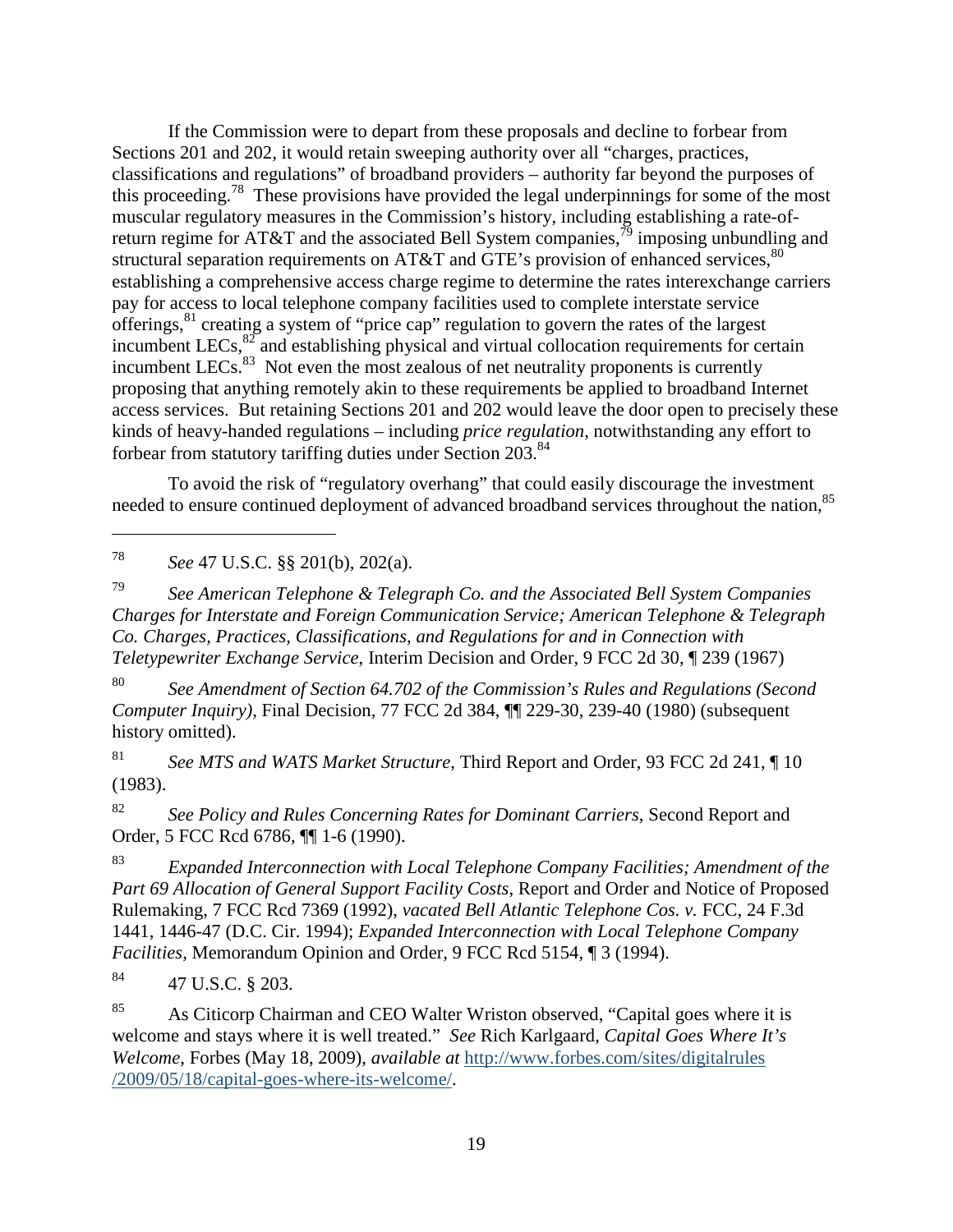If the Commission were to depart from these proposals and decline to forbear from Sections 201 and 202, it would retain sweeping authority over all "charges, practices, classifications and regulations" of broadband providers – authority far beyond the purposes of this proceeding.[78] These provisions have provided the legal underpinnings for some of the most muscular regulatory measures in the Commission's history, including establishing a rate-of-return regime for AT&T and the associated Bell System companies,[79] imposing unbundling and structural separation requirements on AT&T and GTE's provision of enhanced services,[80] establishing a comprehensive access charge regime to determine the rates interexchange carriers pay for access to local telephone company facilities used to complete interstate service offerings,[81] creating a system of "price cap" regulation to govern the rates of the largest incumbent LECs,[82] and establishing physical and virtual collocation requirements for certain incumbent LECs.[83] Not even the most zealous of net neutrality proponents is currently proposing that anything remotely akin to these requirements be applied to broadband Internet access services. But retaining Sections 201 and 202 would leave the door open to precisely these kinds of heavy-handed regulations – including *price regulation*, notwithstanding any effort to forbear from statutory tariffing duties under Section 203.[84]

To avoid the risk of "regulatory overhang" that could easily discourage the investment needed to ensure continued deployment of advanced broadband services throughout the nation,[85]

---

[78] *See* 47 U.S.C. §§ 201(b), 202(a).

[79] *See American Telephone & Telegraph Co. and the Associated Bell System Companies Charges for Interstate and Foreign Communication Service; American Telephone & Telegraph Co. Charges, Practices, Classifications, and Regulations for and in Connection with Teletypewriter Exchange Service*, Interim Decision and Order, 9 FCC 2d 30, ¶ 239 (1967)

[80] *See Amendment of Section 64.702 of the Commission's Rules and Regulations (Second Computer Inquiry)*, Final Decision, 77 FCC 2d 384, ¶¶ 229-30, 239-40 (1980) (subsequent history omitted).

[81] *See MTS and WATS Market Structure*, Third Report and Order, 93 FCC 2d 241, ¶ 10 (1983).

[82] *See Policy and Rules Concerning Rates for Dominant Carriers*, Second Report and Order, 5 FCC Rcd 6786, ¶¶ 1-6 (1990).

[83] *Expanded Interconnection with Local Telephone Company Facilities; Amendment of the Part 69 Allocation of General Support Facility Costs*, Report and Order and Notice of Proposed Rulemaking, 7 FCC Rcd 7369 (1992), *vacated Bell Atlantic Telephone Cos. v.* FCC, 24 F.3d 1441, 1446-47 (D.C. Cir. 1994); *Expanded Interconnection with Local Telephone Company Facilities*, Memorandum Opinion and Order, 9 FCC Rcd 5154, ¶ 3 (1994).

[84] 47 U.S.C. § 203.

[85] As Citicorp Chairman and CEO Walter Wriston observed, "Capital goes where it is welcome and stays where it is well treated." *See* Rich Karlgaard, *Capital Goes Where It's Welcome*, Forbes (May 18, 2009), *available at* http://www.forbes.com/sites/digitalrules/2009/05/18/capital-goes-where-its-welcome/.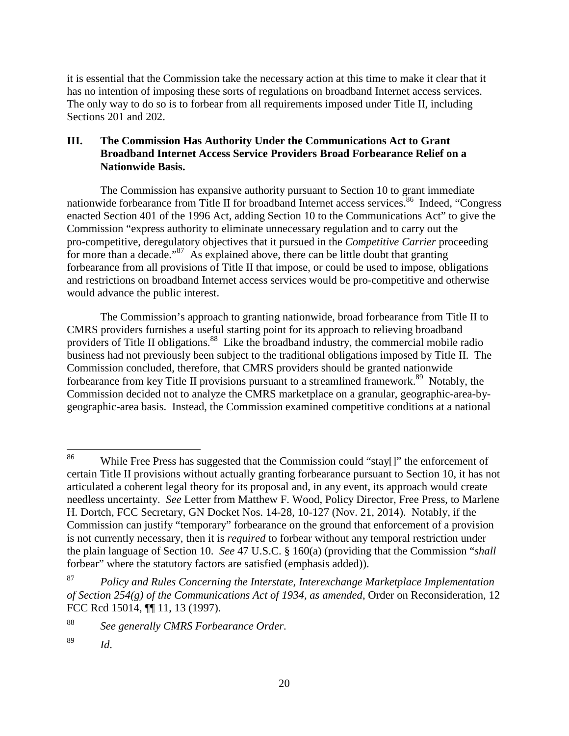it is essential that the Commission take the necessary action at this time to make it clear that it has no intention of imposing these sorts of regulations on broadband Internet access services. The only way to do so is to forbear from all requirements imposed under Title II, including Sections 201 and 202.

## III. The Commission Has Authority Under the Communications Act to Grant Broadband Internet Access Service Providers Broad Forbearance Relief on a Nationwide Basis.

The Commission has expansive authority pursuant to Section 10 to grant immediate nationwide forbearance from Title II for broadband Internet access services.[86] Indeed, "Congress enacted Section 401 of the 1996 Act, adding Section 10 to the Communications Act" to give the Commission "express authority to eliminate unnecessary regulation and to carry out the pro-competitive, deregulatory objectives that it pursued in the *Competitive Carrier* proceeding for more than a decade."[87] As explained above, there can be little doubt that granting forbearance from all provisions of Title II that impose, or could be used to impose, obligations and restrictions on broadband Internet access services would be pro-competitive and otherwise would advance the public interest.

The Commission's approach to granting nationwide, broad forbearance from Title II to CMRS providers furnishes a useful starting point for its approach to relieving broadband providers of Title II obligations.[88] Like the broadband industry, the commercial mobile radio business had not previously been subject to the traditional obligations imposed by Title II. The Commission concluded, therefore, that CMRS providers should be granted nationwide forbearance from key Title II provisions pursuant to a streamlined framework.[89] Notably, the Commission decided not to analyze the CMRS marketplace on a granular, geographic-area-by-geographic-area basis. Instead, the Commission examined competitive conditions at a national

---

[86] While Free Press has suggested that the Commission could "stay[]" the enforcement of certain Title II provisions without actually granting forbearance pursuant to Section 10, it has not articulated a coherent legal theory for its proposal and, in any event, its approach would create needless uncertainty. *See* Letter from Matthew F. Wood, Policy Director, Free Press, to Marlene H. Dortch, FCC Secretary, GN Docket Nos. 14-28, 10-127 (Nov. 21, 2014). Notably, if the Commission can justify "temporary" forbearance on the ground that enforcement of a provision is not currently necessary, then it is *required* to forbear without any temporal restriction under the plain language of Section 10. *See* 47 U.S.C. § 160(a) (providing that the Commission "*shall* forbear" where the statutory factors are satisfied (emphasis added)).

[87] *Policy and Rules Concerning the Interstate, Interexchange Marketplace Implementation of Section 254(g) of the Communications Act of 1934, as amended*, Order on Reconsideration, 12 FCC Rcd 15014, ¶¶ 11, 13 (1997).

[88] *See generally CMRS Forbearance Order*.

[89] *Id*.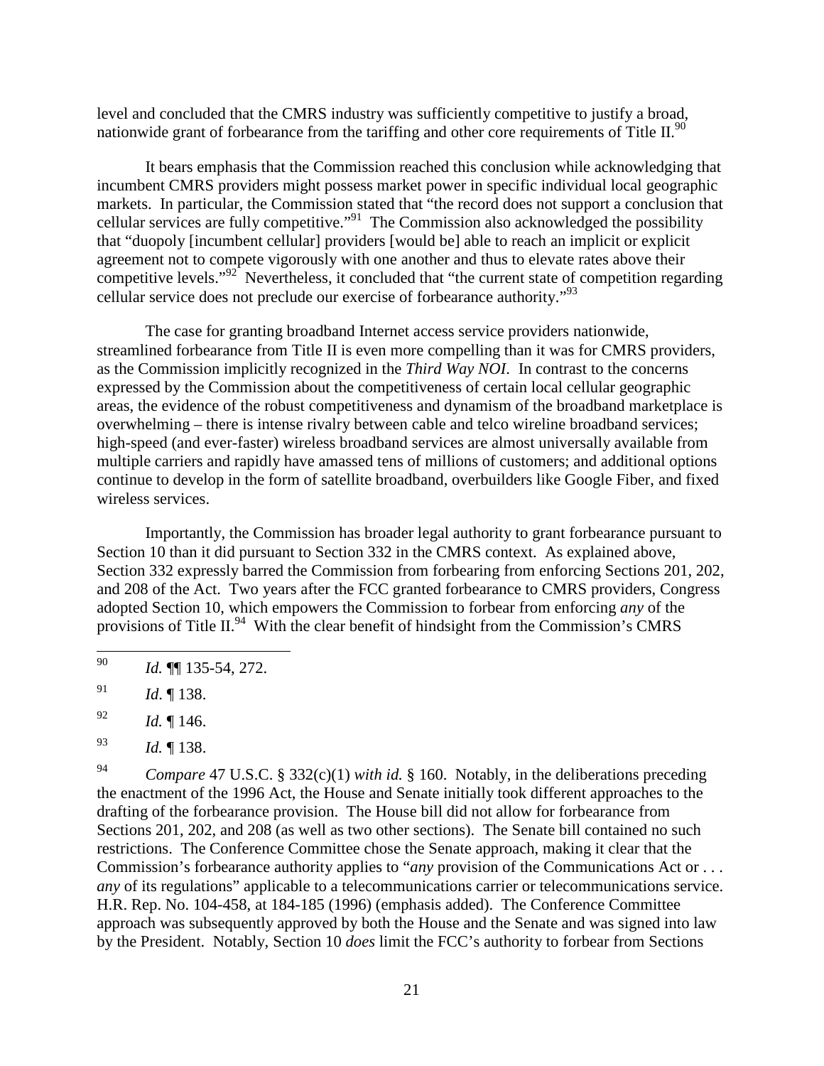level and concluded that the CMRS industry was sufficiently competitive to justify a broad, nationwide grant of forbearance from the tariffing and other core requirements of Title II.[90]

It bears emphasis that the Commission reached this conclusion while acknowledging that incumbent CMRS providers might possess market power in specific individual local geographic markets. In particular, the Commission stated that "the record does not support a conclusion that cellular services are fully competitive."[91] The Commission also acknowledged the possibility that "duopoly [incumbent cellular] providers [would be] able to reach an implicit or explicit agreement not to compete vigorously with one another and thus to elevate rates above their competitive levels."[92] Nevertheless, it concluded that "the current state of competition regarding cellular service does not preclude our exercise of forbearance authority."[93]

The case for granting broadband Internet access service providers nationwide, streamlined forbearance from Title II is even more compelling than it was for CMRS providers, as the Commission implicitly recognized in the *Third Way NOI*. In contrast to the concerns expressed by the Commission about the competitiveness of certain local cellular geographic areas, the evidence of the robust competitiveness and dynamism of the broadband marketplace is overwhelming – there is intense rivalry between cable and telco wireline broadband services; high-speed (and ever-faster) wireless broadband services are almost universally available from multiple carriers and rapidly have amassed tens of millions of customers; and additional options continue to develop in the form of satellite broadband, overbuilders like Google Fiber, and fixed wireless services.

Importantly, the Commission has broader legal authority to grant forbearance pursuant to Section 10 than it did pursuant to Section 332 in the CMRS context. As explained above, Section 332 expressly barred the Commission from forbearing from enforcing Sections 201, 202, and 208 of the Act. Two years after the FCC granted forbearance to CMRS providers, Congress adopted Section 10, which empowers the Commission to forbear from enforcing *any* of the provisions of Title II.[94] With the clear benefit of hindsight from the Commission's CMRS

---

[90] *Id.* ¶¶ 135-54, 272.

[91] *Id*. ¶ 138.

[92] *Id.* ¶ 146.

[93] *Id.* ¶ 138.

[94] *Compare* 47 U.S.C. § 332(c)(1) *with id.* § 160. Notably, in the deliberations preceding the enactment of the 1996 Act, the House and Senate initially took different approaches to the drafting of the forbearance provision. The House bill did not allow for forbearance from Sections 201, 202, and 208 (as well as two other sections). The Senate bill contained no such restrictions. The Conference Committee chose the Senate approach, making it clear that the Commission's forbearance authority applies to "*any* provision of the Communications Act or . . . *any* of its regulations" applicable to a telecommunications carrier or telecommunications service. H.R. Rep. No. 104-458, at 184-185 (1996) (emphasis added). The Conference Committee approach was subsequently approved by both the House and the Senate and was signed into law by the President. Notably, Section 10 *does* limit the FCC's authority to forbear from Sections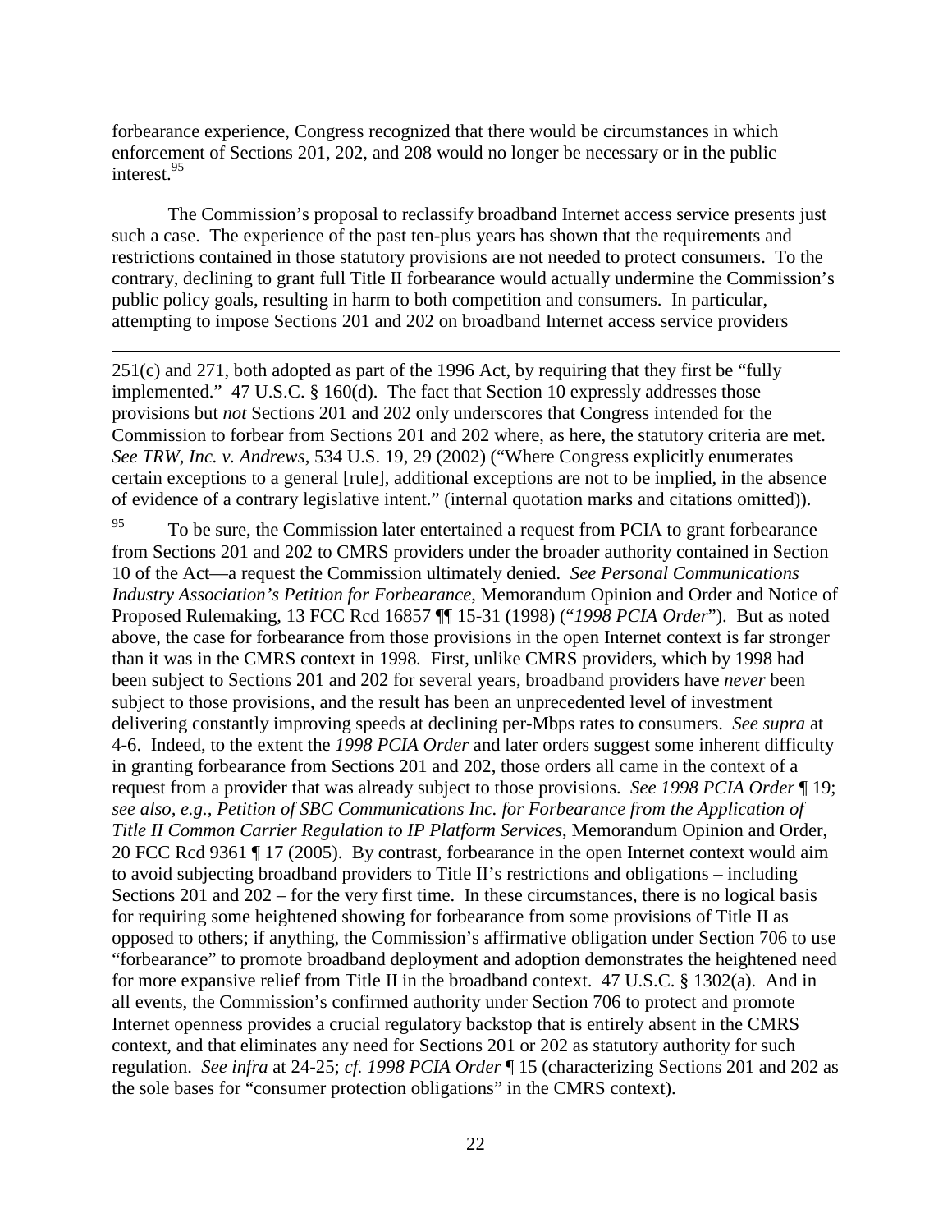forbearance experience, Congress recognized that there would be circumstances in which enforcement of Sections 201, 202, and 208 would no longer be necessary or in the public interest.[95]

The Commission's proposal to reclassify broadband Internet access service presents just such a case. The experience of the past ten-plus years has shown that the requirements and restrictions contained in those statutory provisions are not needed to protect consumers. To the contrary, declining to grant full Title II forbearance would actually undermine the Commission's public policy goals, resulting in harm to both competition and consumers. In particular, attempting to impose Sections 201 and 202 on broadband Internet access service providers

---

251(c) and 271, both adopted as part of the 1996 Act, by requiring that they first be "fully implemented." 47 U.S.C. § 160(d). The fact that Section 10 expressly addresses those provisions but *not* Sections 201 and 202 only underscores that Congress intended for the Commission to forbear from Sections 201 and 202 where, as here, the statutory criteria are met. *See TRW, Inc. v. Andrews*, 534 U.S. 19, 29 (2002) ("Where Congress explicitly enumerates certain exceptions to a general [rule], additional exceptions are not to be implied, in the absence of evidence of a contrary legislative intent." (internal quotation marks and citations omitted)).

[95] To be sure, the Commission later entertained a request from PCIA to grant forbearance from Sections 201 and 202 to CMRS providers under the broader authority contained in Section 10 of the Act—a request the Commission ultimately denied. *See Personal Communications Industry Association's Petition for Forbearance*, Memorandum Opinion and Order and Notice of Proposed Rulemaking, 13 FCC Rcd 16857 ¶¶ 15-31 (1998) ("*1998 PCIA Order*"). But as noted above, the case for forbearance from those provisions in the open Internet context is far stronger than it was in the CMRS context in 1998. First, unlike CMRS providers, which by 1998 had been subject to Sections 201 and 202 for several years, broadband providers have *never* been subject to those provisions, and the result has been an unprecedented level of investment delivering constantly improving speeds at declining per-Mbps rates to consumers. *See supra* at 4-6. Indeed, to the extent the *1998 PCIA Order* and later orders suggest some inherent difficulty in granting forbearance from Sections 201 and 202, those orders all came in the context of a request from a provider that was already subject to those provisions. *See 1998 PCIA Order* ¶ 19; *see also, e.g., Petition of SBC Communications Inc. for Forbearance from the Application of Title II Common Carrier Regulation to IP Platform Services*, Memorandum Opinion and Order, 20 FCC Rcd 9361 ¶ 17 (2005). By contrast, forbearance in the open Internet context would aim to avoid subjecting broadband providers to Title II's restrictions and obligations – including Sections 201 and 202 – for the very first time. In these circumstances, there is no logical basis for requiring some heightened showing for forbearance from some provisions of Title II as opposed to others; if anything, the Commission's affirmative obligation under Section 706 to use "forbearance" to promote broadband deployment and adoption demonstrates the heightened need for more expansive relief from Title II in the broadband context. 47 U.S.C. § 1302(a). And in all events, the Commission's confirmed authority under Section 706 to protect and promote Internet openness provides a crucial regulatory backstop that is entirely absent in the CMRS context, and that eliminates any need for Sections 201 or 202 as statutory authority for such regulation. *See infra* at 24-25; *cf. 1998 PCIA Order* ¶ 15 (characterizing Sections 201 and 202 as the sole bases for "consumer protection obligations" in the CMRS context).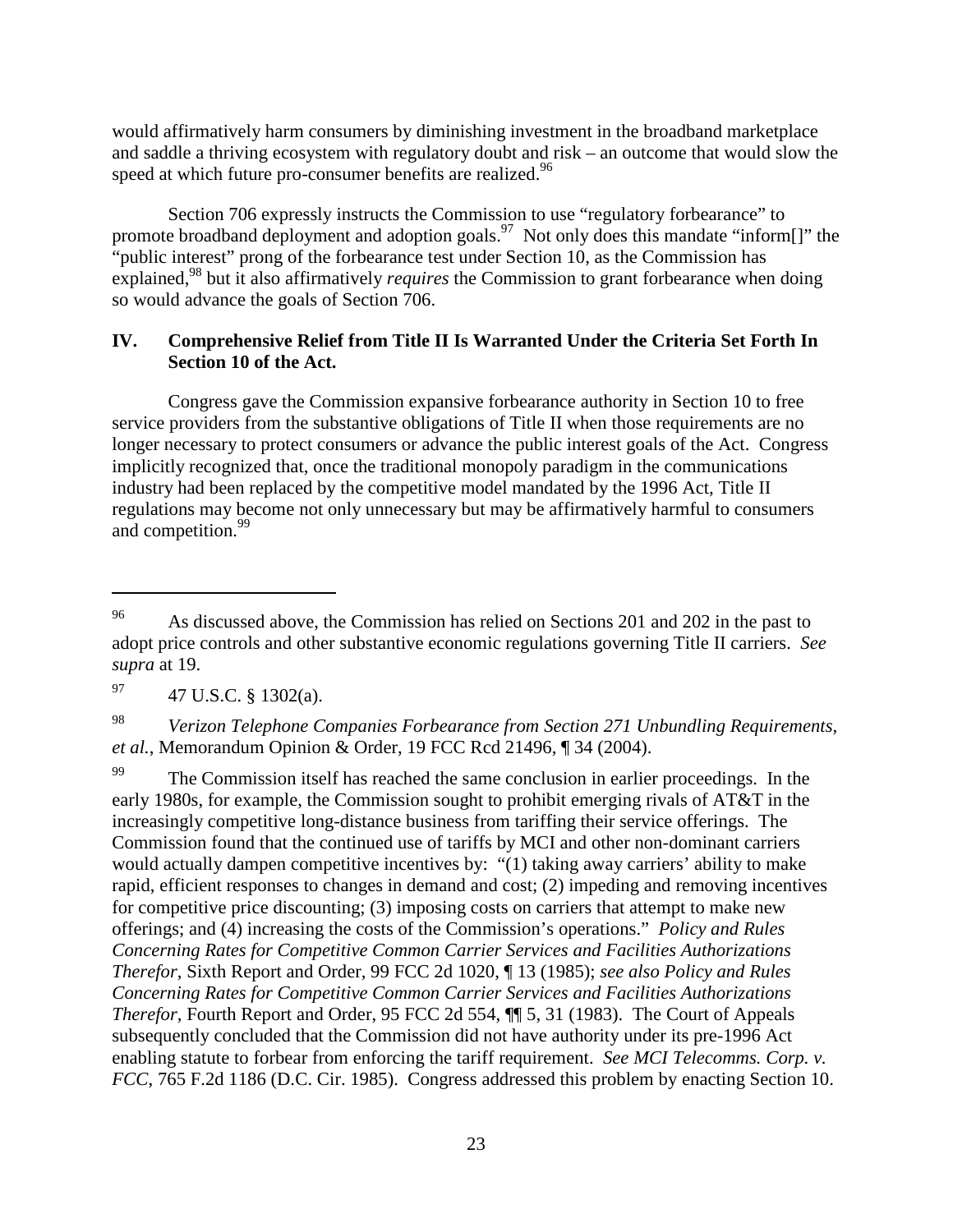would affirmatively harm consumers by diminishing investment in the broadband marketplace and saddle a thriving ecosystem with regulatory doubt and risk – an outcome that would slow the speed at which future pro-consumer benefits are realized.[96]

Section 706 expressly instructs the Commission to use "regulatory forbearance" to promote broadband deployment and adoption goals.[97] Not only does this mandate "inform[]" the "public interest" prong of the forbearance test under Section 10, as the Commission has explained,[98] but it also affirmatively *requires* the Commission to grant forbearance when doing so would advance the goals of Section 706.

## IV. Comprehensive Relief from Title II Is Warranted Under the Criteria Set Forth In Section 10 of the Act.

Congress gave the Commission expansive forbearance authority in Section 10 to free service providers from the substantive obligations of Title II when those requirements are no longer necessary to protect consumers or advance the public interest goals of the Act. Congress implicitly recognized that, once the traditional monopoly paradigm in the communications industry had been replaced by the competitive model mandated by the 1996 Act, Title II regulations may become not only unnecessary but may be affirmatively harmful to consumers and competition.[99]

---

[96] As discussed above, the Commission has relied on Sections 201 and 202 in the past to adopt price controls and other substantive economic regulations governing Title II carriers. *See supra* at 19.

[97] 47 U.S.C. § 1302(a).

[98] *Verizon Telephone Companies Forbearance from Section 271 Unbundling Requirements, et al.*, Memorandum Opinion & Order, 19 FCC Rcd 21496, ¶ 34 (2004).

[99] The Commission itself has reached the same conclusion in earlier proceedings. In the early 1980s, for example, the Commission sought to prohibit emerging rivals of AT&T in the increasingly competitive long-distance business from tariffing their service offerings. The Commission found that the continued use of tariffs by MCI and other non-dominant carriers would actually dampen competitive incentives by: "(1) taking away carriers' ability to make rapid, efficient responses to changes in demand and cost; (2) impeding and removing incentives for competitive price discounting; (3) imposing costs on carriers that attempt to make new offerings; and (4) increasing the costs of the Commission's operations." *Policy and Rules Concerning Rates for Competitive Common Carrier Services and Facilities Authorizations Therefor*, Sixth Report and Order, 99 FCC 2d 1020, ¶ 13 (1985); *see also Policy and Rules Concerning Rates for Competitive Common Carrier Services and Facilities Authorizations Therefor*, Fourth Report and Order, 95 FCC 2d 554, ¶¶ 5, 31 (1983). The Court of Appeals subsequently concluded that the Commission did not have authority under its pre-1996 Act enabling statute to forbear from enforcing the tariff requirement. *See MCI Telecomms. Corp. v. FCC*, 765 F.2d 1186 (D.C. Cir. 1985). Congress addressed this problem by enacting Section 10.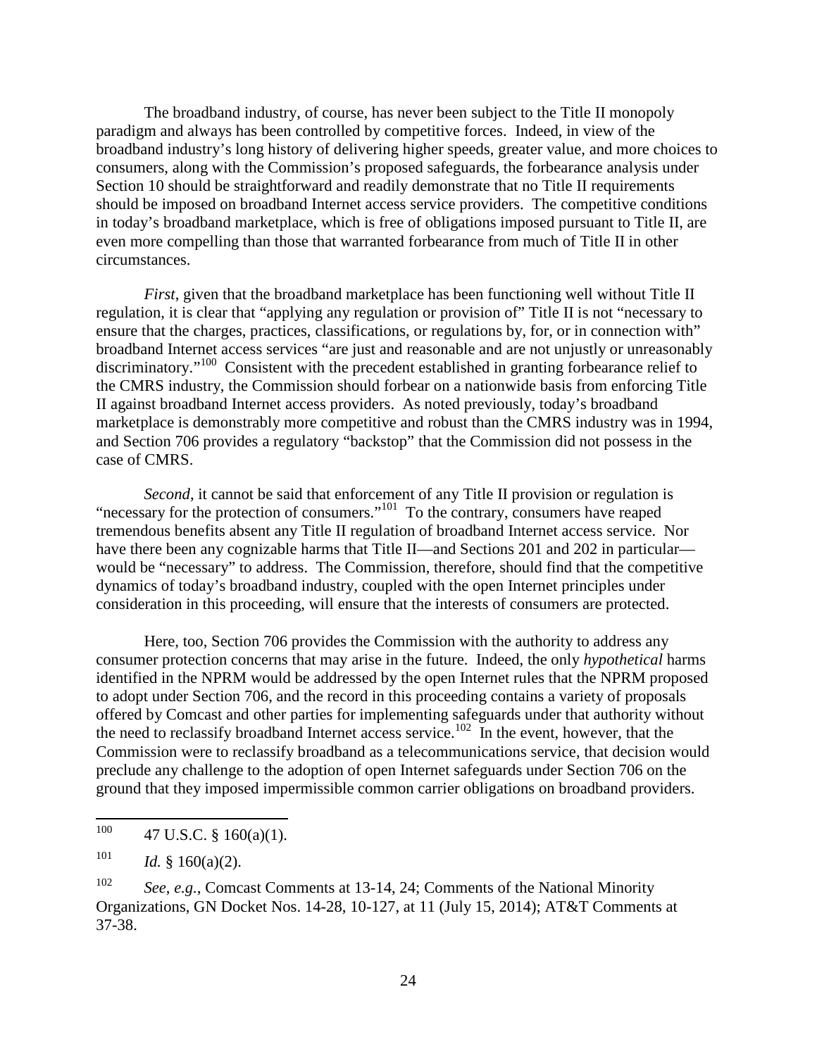The broadband industry, of course, has never been subject to the Title II monopoly paradigm and always has been controlled by competitive forces. Indeed, in view of the broadband industry's long history of delivering higher speeds, greater value, and more choices to consumers, along with the Commission's proposed safeguards, the forbearance analysis under Section 10 should be straightforward and readily demonstrate that no Title II requirements should be imposed on broadband Internet access service providers. The competitive conditions in today's broadband marketplace, which is free of obligations imposed pursuant to Title II, are even more compelling than those that warranted forbearance from much of Title II in other circumstances.

*First*, given that the broadband marketplace has been functioning well without Title II regulation, it is clear that "applying any regulation or provision of" Title II is not "necessary to ensure that the charges, practices, classifications, or regulations by, for, or in connection with" broadband Internet access services "are just and reasonable and are not unjustly or unreasonably discriminatory."[100] Consistent with the precedent established in granting forbearance relief to the CMRS industry, the Commission should forbear on a nationwide basis from enforcing Title II against broadband Internet access providers. As noted previously, today's broadband marketplace is demonstrably more competitive and robust than the CMRS industry was in 1994, and Section 706 provides a regulatory "backstop" that the Commission did not possess in the case of CMRS.

*Second*, it cannot be said that enforcement of any Title II provision or regulation is "necessary for the protection of consumers."[101] To the contrary, consumers have reaped tremendous benefits absent any Title II regulation of broadband Internet access service. Nor have there been any cognizable harms that Title II—and Sections 201 and 202 in particular—would be "necessary" to address. The Commission, therefore, should find that the competitive dynamics of today's broadband industry, coupled with the open Internet principles under consideration in this proceeding, will ensure that the interests of consumers are protected.

Here, too, Section 706 provides the Commission with the authority to address any consumer protection concerns that may arise in the future. Indeed, the only *hypothetical* harms identified in the NPRM would be addressed by the open Internet rules that the NPRM proposed to adopt under Section 706, and the record in this proceeding contains a variety of proposals offered by Comcast and other parties for implementing safeguards under that authority without the need to reclassify broadband Internet access service.[102] In the event, however, that the Commission were to reclassify broadband as a telecommunications service, that decision would preclude any challenge to the adoption of open Internet safeguards under Section 706 on the ground that they imposed impermissible common carrier obligations on broadband providers.

---

[100] 47 U.S.C. § 160(a)(1).

[101] *Id.* § 160(a)(2).

[102] *See, e.g.*, Comcast Comments at 13-14, 24; Comments of the National Minority Organizations, GN Docket Nos. 14-28, 10-127, at 11 (July 15, 2014); AT&T Comments at 37-38.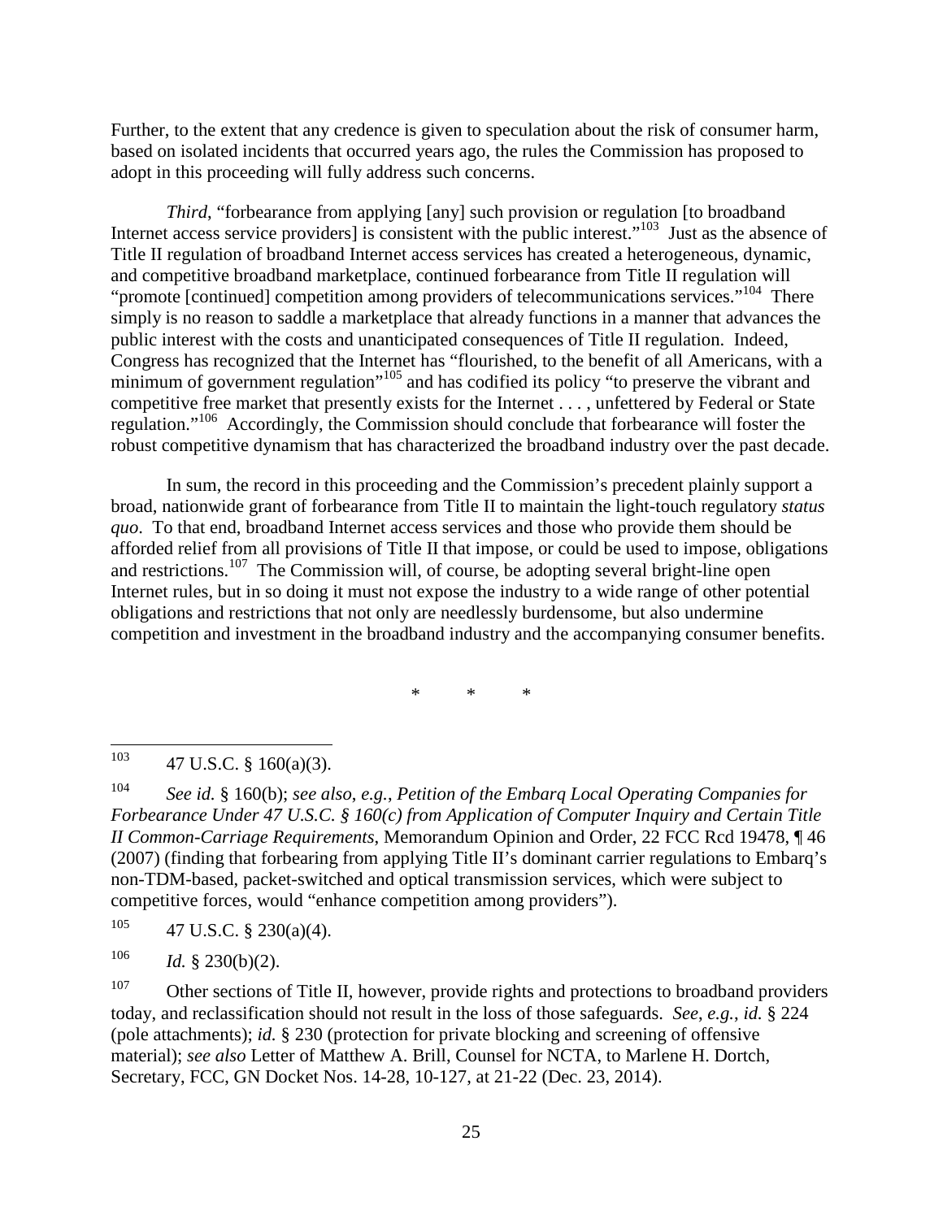Further, to the extent that any credence is given to speculation about the risk of consumer harm, based on isolated incidents that occurred years ago, the rules the Commission has proposed to adopt in this proceeding will fully address such concerns.

*Third*, "forbearance from applying [any] such provision or regulation [to broadband Internet access service providers] is consistent with the public interest."[103] Just as the absence of Title II regulation of broadband Internet access services has created a heterogeneous, dynamic, and competitive broadband marketplace, continued forbearance from Title II regulation will "promote [continued] competition among providers of telecommunications services."[104] There simply is no reason to saddle a marketplace that already functions in a manner that advances the public interest with the costs and unanticipated consequences of Title II regulation. Indeed, Congress has recognized that the Internet has "flourished, to the benefit of all Americans, with a minimum of government regulation"[105] and has codified its policy "to preserve the vibrant and competitive free market that presently exists for the Internet . . . , unfettered by Federal or State regulation."[106] Accordingly, the Commission should conclude that forbearance will foster the robust competitive dynamism that has characterized the broadband industry over the past decade.

In sum, the record in this proceeding and the Commission's precedent plainly support a broad, nationwide grant of forbearance from Title II to maintain the light-touch regulatory *status quo*. To that end, broadband Internet access services and those who provide them should be afforded relief from all provisions of Title II that impose, or could be used to impose, obligations and restrictions.[107] The Commission will, of course, be adopting several bright-line open Internet rules, but in so doing it must not expose the industry to a wide range of other potential obligations and restrictions that not only are needlessly burdensome, but also undermine competition and investment in the broadband industry and the accompanying consumer benefits.

\* \* \*

---

[103] 47 U.S.C. § 160(a)(3).

[104] *See id.* § 160(b); *see also*, *e.g.*, *Petition of the Embarq Local Operating Companies for Forbearance Under 47 U.S.C. § 160(c) from Application of Computer Inquiry and Certain Title II Common-Carriage Requirements*, Memorandum Opinion and Order, 22 FCC Rcd 19478, ¶ 46 (2007) (finding that forbearing from applying Title II's dominant carrier regulations to Embarq's non-TDM-based, packet-switched and optical transmission services, which were subject to competitive forces, would "enhance competition among providers").

[105] 47 U.S.C. § 230(a)(4).

[106] *Id.* § 230(b)(2).

[107] Other sections of Title II, however, provide rights and protections to broadband providers today, and reclassification should not result in the loss of those safeguards. *See*, *e.g.*, *id.* § 224 (pole attachments); *id.* § 230 (protection for private blocking and screening of offensive material); *see also* Letter of Matthew A. Brill, Counsel for NCTA, to Marlene H. Dortch, Secretary, FCC, GN Docket Nos. 14-28, 10-127, at 21-22 (Dec. 23, 2014).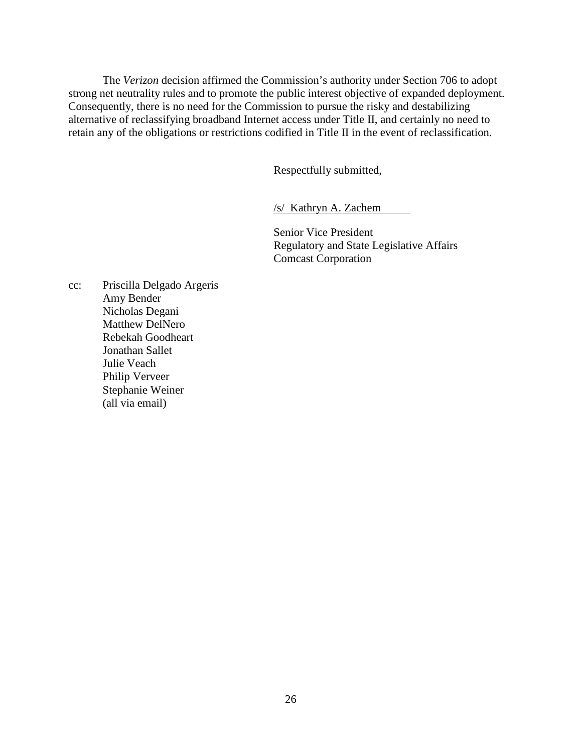The *Verizon* decision affirmed the Commission's authority under Section 706 to adopt strong net neutrality rules and to promote the public interest objective of expanded deployment. Consequently, there is no need for the Commission to pursue the risky and destabilizing alternative of reclassifying broadband Internet access under Title II, and certainly no need to retain any of the obligations or restrictions codified in Title II in the event of reclassification.

Respectfully submitted,

/s/ Kathryn A. Zachem

Senior Vice President
Regulatory and State Legislative Affairs
Comcast Corporation

cc: Priscilla Delgado Argeris
Amy Bender
Nicholas Degani
Matthew DelNero
Rebekah Goodheart
Jonathan Sallet
Julie Veach
Philip Verveer
Stephanie Weiner
(all via email)